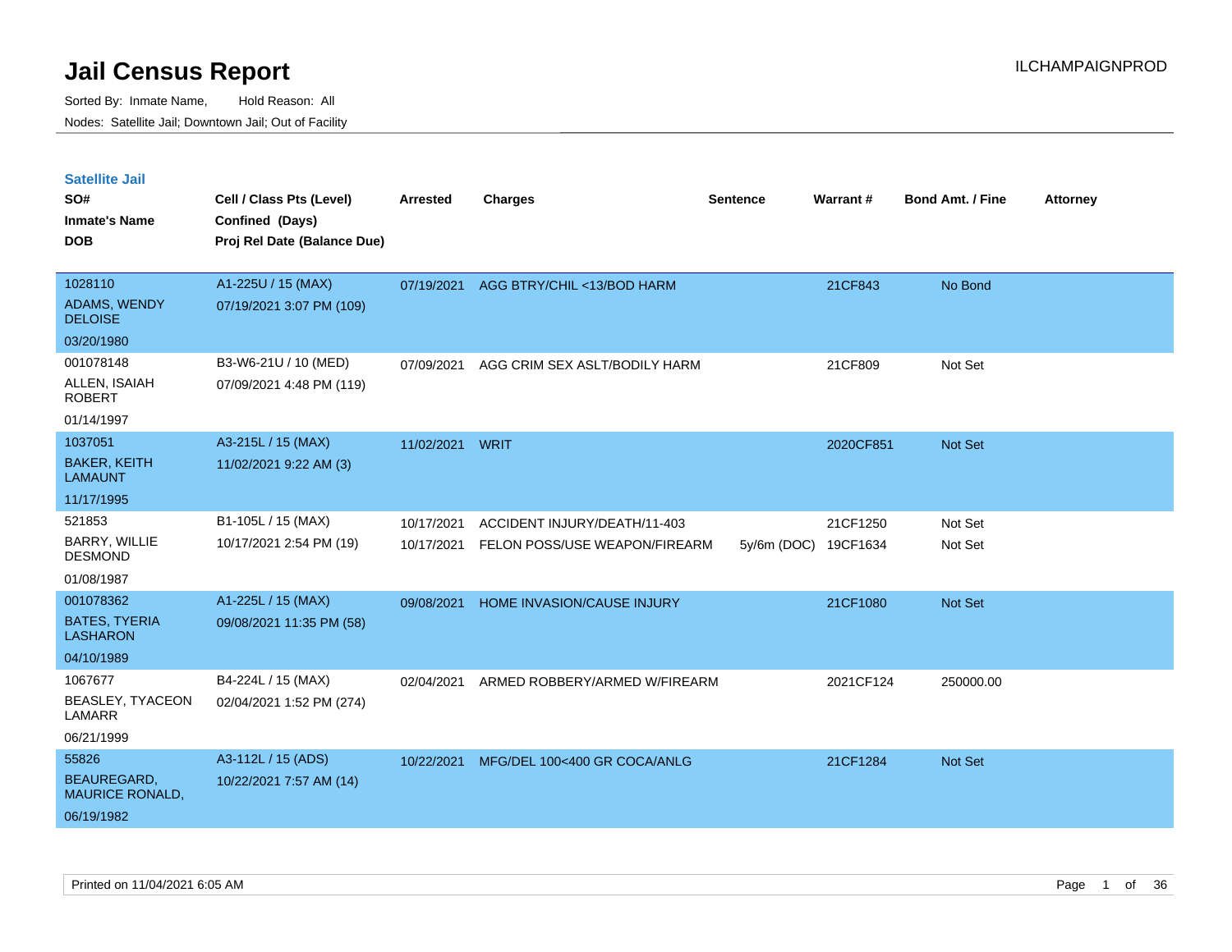# Jail Census Report

ILCHAMPAIGNPROD

Sorted By: Inmate Name, Hold Reason: All

Nodes: Satellite Jail; Downtown Jail; Out of Facility

## Satellite Jail

| SO#<br>Inmate's Name<br>DOB | Cell / Class Pts (Level)<br>Confined (Days)<br>Proj Rel Date (Balance Due) | Arrested | Charges | Sentence | Warrant # | Bond Amt. / Fine | Attorney |
|---|---|---|---|---|---|---|---|
| 1028110<br>ADAMS, WENDY DELOISE<br>03/20/1980 | A1-225U / 15 (MAX)<br>07/19/2021 3:07 PM (109) | 07/19/2021 | AGG BTRY/CHIL <13/BOD HARM | | 21CF843 | No Bond | |
| 001078148<br>ALLEN, ISAIAH ROBERT<br>01/14/1997 | B3-W6-21U / 10 (MED)<br>07/09/2021 4:48 PM (119) | 07/09/2021 | AGG CRIM SEX ASLT/BODILY HARM | | 21CF809 | Not Set | |
| 1037051<br>BAKER, KEITH LAMAUNT<br>11/17/1995 | A3-215L / 15 (MAX)<br>11/02/2021 9:22 AM (3) | 11/02/2021 | WRIT | | 2020CF851 | Not Set | |
| 521853<br>BARRY, WILLIE DESMOND<br>01/08/1987 | B1-105L / 15 (MAX)<br>10/17/2021 2:54 PM (19) | 10/17/2021<br>10/17/2021 | ACCIDENT INJURY/DEATH/11-403<br>FELON POSS/USE WEAPON/FIREARM | <br>5y/6m (DOC) | 21CF1250<br>19CF1634 | Not Set<br>Not Set | |
| 001078362<br>BATES, TYERIA LASHARON<br>04/10/1989 | A1-225L / 15 (MAX)<br>09/08/2021 11:35 PM (58) | 09/08/2021 | HOME INVASION/CAUSE INJURY | | 21CF1080 | Not Set | |
| 1067677<br>BEASLEY, TYACEON LAMARR<br>06/21/1999 | B4-224L / 15 (MAX)<br>02/04/2021 1:52 PM (274) | 02/04/2021 | ARMED ROBBERY/ARMED W/FIREARM | | 2021CF124 | 250000.00 | |
| 55826<br>BEAUREGARD, MAURICE RONALD,<br>06/19/1982 | A3-112L / 15 (ADS)<br>10/22/2021 7:57 AM (14) | 10/22/2021 | MFG/DEL 100<400 GR COCA/ANLG | | 21CF1284 | Not Set | |

Printed on 11/04/2021 6:05 AM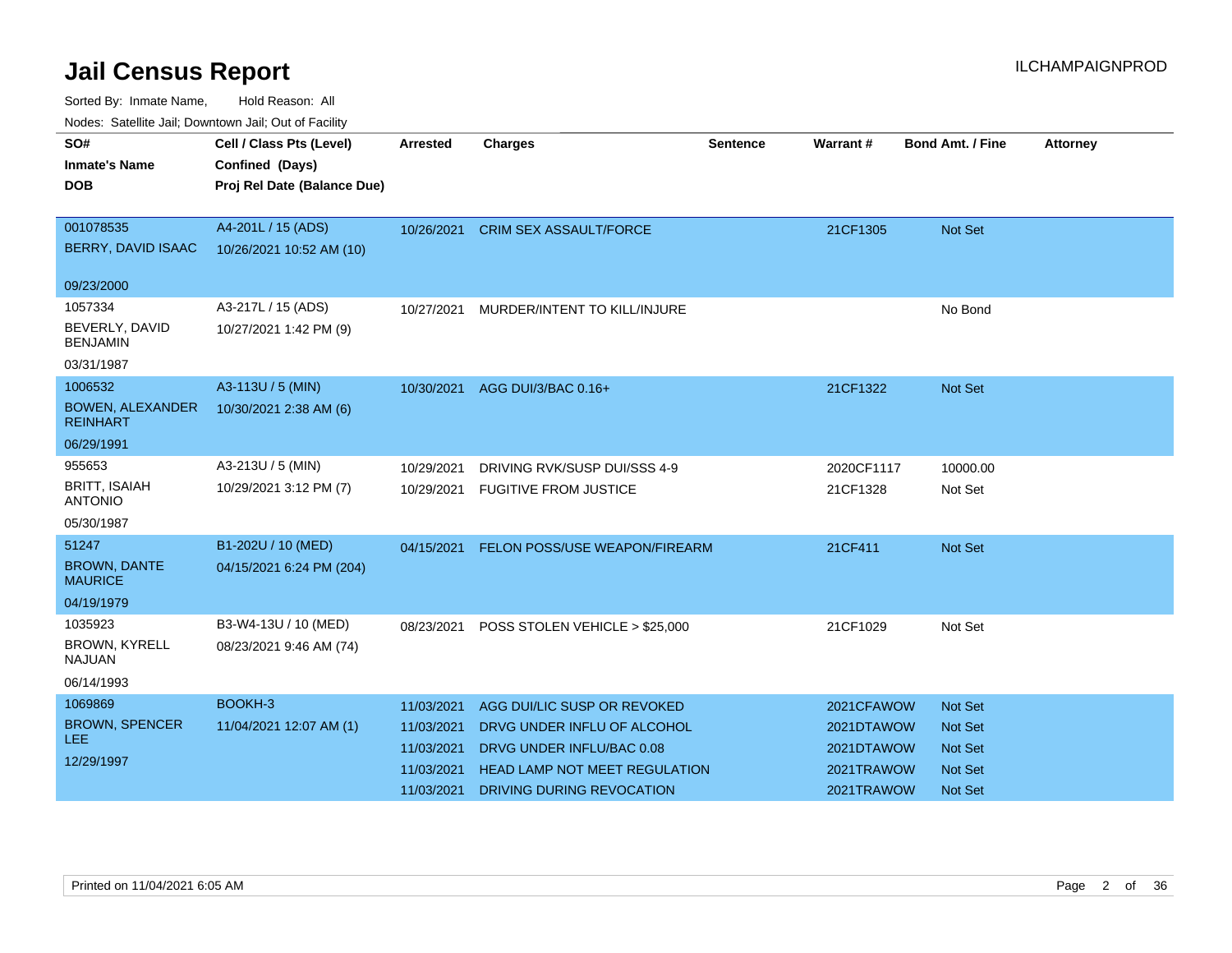# Jail Census Report

ILCHAMPAIGNPROD

Sorted By: Inmate Name, Hold Reason: All

Nodes: Satellite Jail; Downtown Jail; Out of Facility

| SO# / Inmate's Name / DOB | Cell / Class Pts (Level) / Confined (Days) / Proj Rel Date (Balance Due) | Arrested | Charges | Sentence | Warrant # | Bond Amt. / Fine | Attorney |
|---|---|---|---|---|---|---|---|
| 001078535 BERRY, DAVID ISAAC 09/23/2000 | A4-201L / 15 (ADS) 10/26/2021 10:52 AM (10) | 10/26/2021 | CRIM SEX ASSAULT/FORCE | | 21CF1305 | Not Set | |
| 1057334 BEVERLY, DAVID BENJAMIN 03/31/1987 | A3-217L / 15 (ADS) 10/27/2021 1:42 PM (9) | 10/27/2021 | MURDER/INTENT TO KILL/INJURE | | | No Bond | |
| 1006532 BOWEN, ALEXANDER REINHART 06/29/1991 | A3-113U / 5 (MIN) 10/30/2021 2:38 AM (6) | 10/30/2021 | AGG DUI/3/BAC 0.16+ | | 21CF1322 | Not Set | |
| 955653 BRITT, ISAIAH ANTONIO 05/30/1987 | A3-213U / 5 (MIN) 10/29/2021 3:12 PM (7) | 10/29/2021 | DRIVING RVK/SUSP DUI/SSS 4-9 | | 2020CF1117 | 10000.00 | |
| | | 10/29/2021 | FUGITIVE FROM JUSTICE | | 21CF1328 | Not Set | |
| 51247 BROWN, DANTE MAURICE 04/19/1979 | B1-202U / 10 (MED) 04/15/2021 6:24 PM (204) | 04/15/2021 | FELON POSS/USE WEAPON/FIREARM | | 21CF411 | Not Set | |
| 1035923 BROWN, KYRELL NAJUAN 06/14/1993 | B3-W4-13U / 10 (MED) 08/23/2021 9:46 AM (74) | 08/23/2021 | POSS STOLEN VEHICLE > $25,000 | | 21CF1029 | Not Set | |
| 1069869 BROWN, SPENCER LEE 12/29/1997 | BOOKH-3 11/04/2021 12:07 AM (1) | 11/03/2021 | AGG DUI/LIC SUSP OR REVOKED | | 2021CFAWOW | Not Set | |
| | | 11/03/2021 | DRVG UNDER INFLU OF ALCOHOL | | 2021DTAWOW | Not Set | |
| | | 11/03/2021 | DRVG UNDER INFLU/BAC 0.08 | | 2021DTAWOW | Not Set | |
| | | 11/03/2021 | HEAD LAMP NOT MEET REGULATION | | 2021TRAWOW | Not Set | |
| | | 11/03/2021 | DRIVING DURING REVOCATION | | 2021TRAWOW | Not Set | |

Printed on 11/04/2021 6:05 AM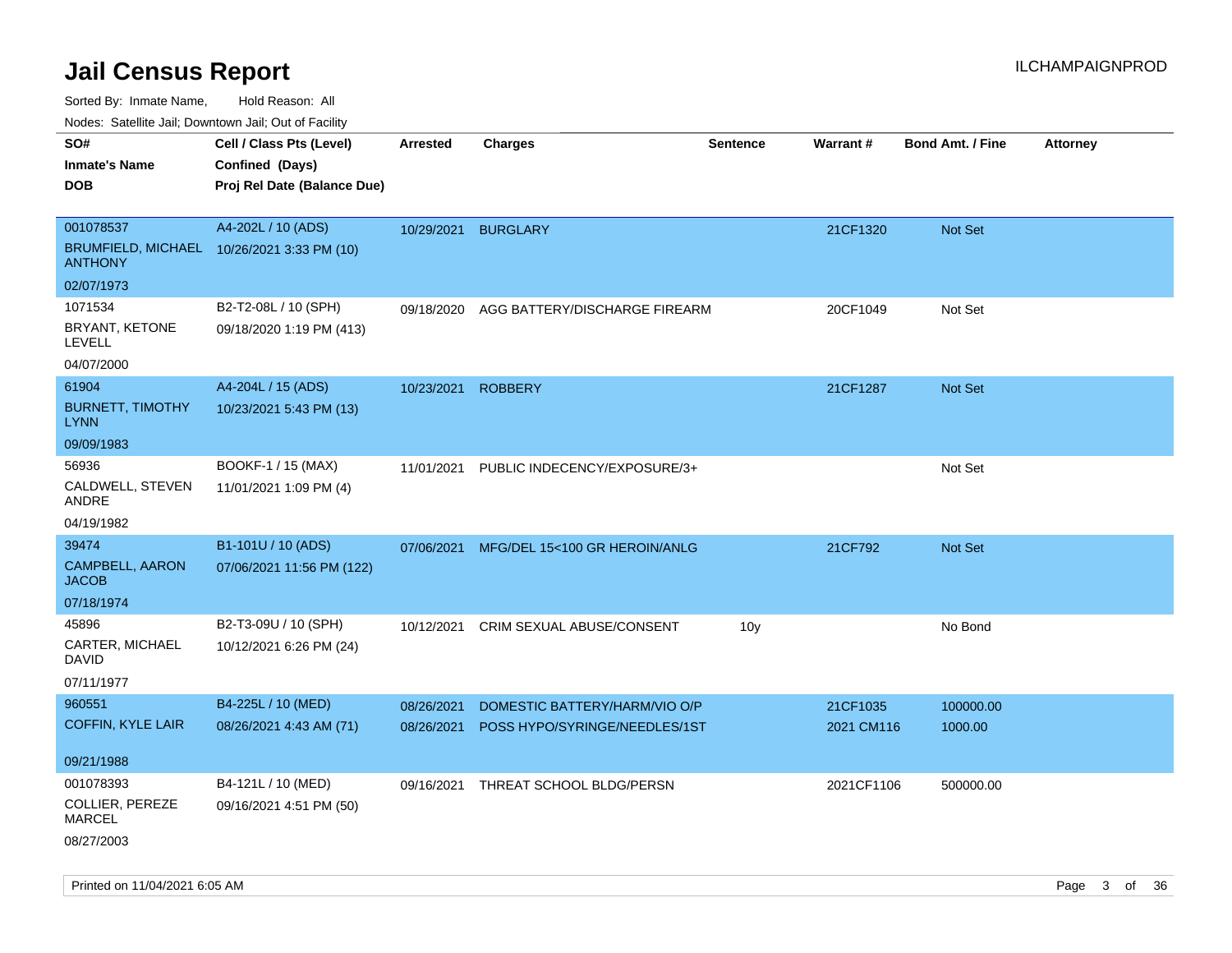# Jail Census Report

ILCHAMPAIGNPROD

Sorted By: Inmate Name, Hold Reason: All

Nodes: Satellite Jail; Downtown Jail; Out of Facility

| SO# / Inmate's Name / DOB | Cell / Class Pts (Level) / Confined (Days) / Proj Rel Date (Balance Due) | Arrested | Charges | Sentence | Warrant # | Bond Amt. / Fine | Attorney |
|---|---|---|---|---|---|---|---|
| 001078537<br>BRUMFIELD, MICHAEL ANTHONY<br>02/07/1973 | A4-202L / 10 (ADS)<br>10/26/2021 3:33 PM (10) | 10/29/2021 | BURGLARY | | 21CF1320 | Not Set | |
| 1071534<br>BRYANT, KETONE LEVELL<br>04/07/2000 | B2-T2-08L / 10 (SPH)<br>09/18/2020 1:19 PM (413) | 09/18/2020 | AGG BATTERY/DISCHARGE FIREARM | | 20CF1049 | Not Set | |
| 61904<br>BURNETT, TIMOTHY LYNN<br>09/09/1983 | A4-204L / 15 (ADS)<br>10/23/2021 5:43 PM (13) | 10/23/2021 | ROBBERY | | 21CF1287 | Not Set | |
| 56936<br>CALDWELL, STEVEN ANDRE<br>04/19/1982 | BOOKF-1 / 15 (MAX)<br>11/01/2021 1:09 PM (4) | 11/01/2021 | PUBLIC INDECENCY/EXPOSURE/3+ | | | Not Set | |
| 39474<br>CAMPBELL, AARON JACOB<br>07/18/1974 | B1-101U / 10 (ADS)<br>07/06/2021 11:56 PM (122) | 07/06/2021 | MFG/DEL 15<100 GR HEROIN/ANLG | | 21CF792 | Not Set | |
| 45896<br>CARTER, MICHAEL DAVID<br>07/11/1977 | B2-T3-09U / 10 (SPH)<br>10/12/2021 6:26 PM (24) | 10/12/2021 | CRIM SEXUAL ABUSE/CONSENT | 10y | | No Bond | |
| 960551<br>COFFIN, KYLE LAIR<br>09/21/1988 | B4-225L / 10 (MED)<br>08/26/2021 4:43 AM (71) | 08/26/2021<br>08/26/2021 | DOMESTIC BATTERY/HARM/VIO O/P<br>POSS HYPO/SYRINGE/NEEDLES/1ST | | 21CF1035<br>2021 CM116 | 100000.00<br>1000.00 | |
| 001078393<br>COLLIER, PEREZE MARCEL<br>08/27/2003 | B4-121L / 10 (MED)<br>09/16/2021 4:51 PM (50) | 09/16/2021 | THREAT SCHOOL BLDG/PERSN | | 2021CF1106 | 500000.00 | |

Printed on 11/04/2021 6:05 AM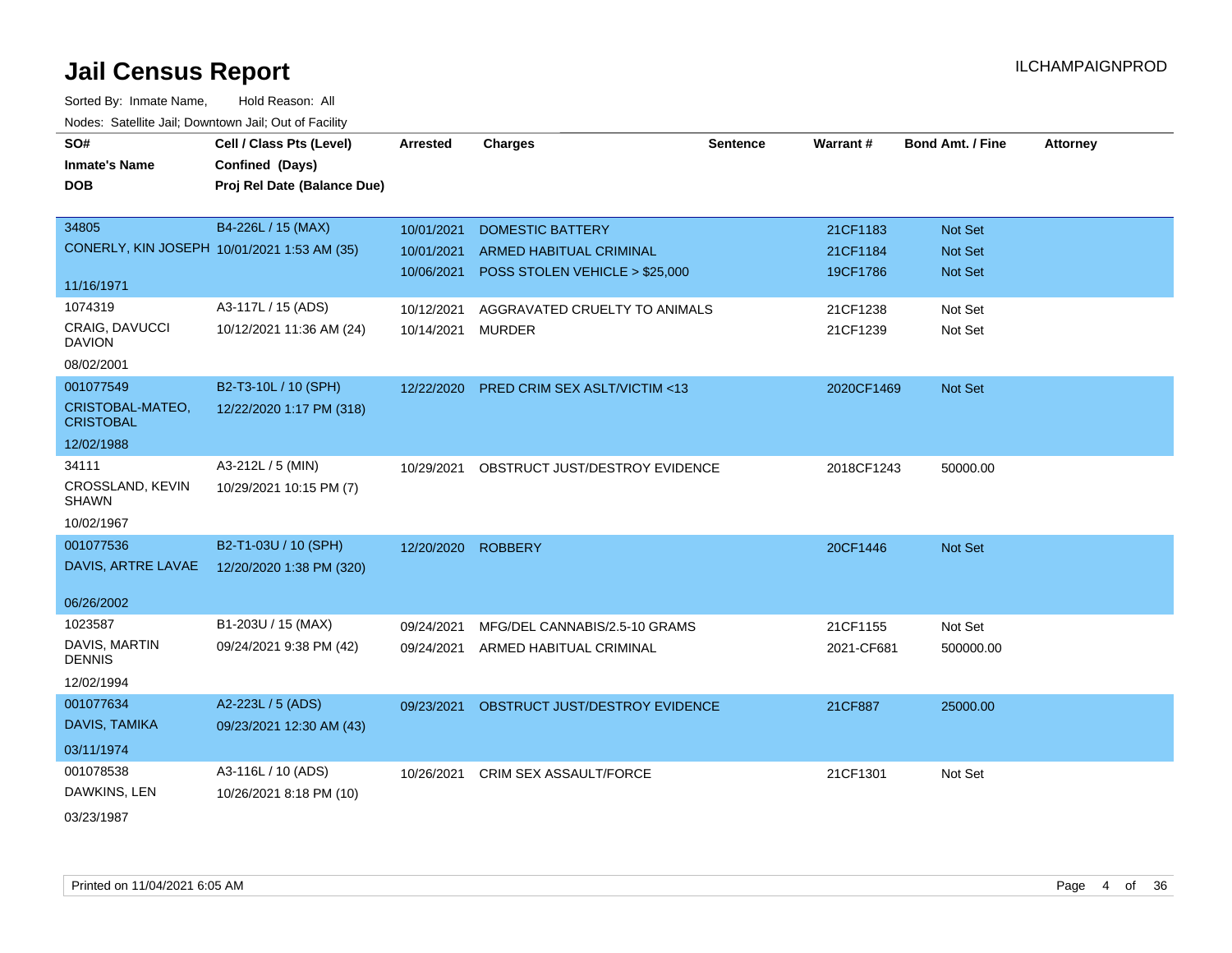# Jail Census Report

ILCHAMPAIGNPROD

Sorted By: Inmate Name, Hold Reason: All

Nodes: Satellite Jail; Downtown Jail; Out of Facility

| SO# / Inmate's Name / DOB | Cell / Class Pts (Level) / Confined (Days) / Proj Rel Date (Balance Due) | Arrested | Charges | Sentence | Warrant # | Bond Amt. / Fine | Attorney |
|---|---|---|---|---|---|---|---|
| 34805<br>CONERLY, KIN JOSEPH<br>11/16/1971 | B4-226L / 15 (MAX)<br>10/01/2021 1:53 AM (35) | 10/01/2021 | DOMESTIC BATTERY | | 21CF1183 | Not Set | |
| | | 10/01/2021 | ARMED HABITUAL CRIMINAL | | 21CF1184 | Not Set | |
| | | 10/06/2021 | POSS STOLEN VEHICLE > $25,000 | | 19CF1786 | Not Set | |
| 1074319<br>CRAIG, DAVUCCI DAVION<br>08/02/2001 | A3-117L / 15 (ADS)<br>10/12/2021 11:36 AM (24) | 10/12/2021 | AGGRAVATED CRUELTY TO ANIMALS | | 21CF1238 | Not Set | |
| | | 10/14/2021 | MURDER | | 21CF1239 | Not Set | |
| 001077549<br>CRISTOBAL-MATEO, CRISTOBAL<br>12/02/1988 | B2-T3-10L / 10 (SPH)<br>12/22/2020 1:17 PM (318) | 12/22/2020 | PRED CRIM SEX ASLT/VICTIM <13 | | 2020CF1469 | Not Set | |
| 34111<br>CROSSLAND, KEVIN SHAWN<br>10/02/1967 | A3-212L / 5 (MIN)<br>10/29/2021 10:15 PM (7) | 10/29/2021 | OBSTRUCT JUST/DESTROY EVIDENCE | | 2018CF1243 | 50000.00 | |
| 001077536<br>DAVIS, ARTRE LAVAE<br>06/26/2002 | B2-T1-03U / 10 (SPH)<br>12/20/2020 1:38 PM (320) | 12/20/2020 | ROBBERY | | 20CF1446 | Not Set | |
| 1023587<br>DAVIS, MARTIN DENNIS<br>12/02/1994 | B1-203U / 15 (MAX)<br>09/24/2021 9:38 PM (42) | 09/24/2021 | MFG/DEL CANNABIS/2.5-10 GRAMS | | 21CF1155 | Not Set | |
| | | 09/24/2021 | ARMED HABITUAL CRIMINAL | | 2021-CF681 | 500000.00 | |
| 001077634<br>DAVIS, TAMIKA<br>03/11/1974 | A2-223L / 5 (ADS)<br>09/23/2021 12:30 AM (43) | 09/23/2021 | OBSTRUCT JUST/DESTROY EVIDENCE | | 21CF887 | 25000.00 | |
| 001078538<br>DAWKINS, LEN<br>03/23/1987 | A3-116L / 10 (ADS)<br>10/26/2021 8:18 PM (10) | 10/26/2021 | CRIM SEX ASSAULT/FORCE | | 21CF1301 | Not Set | |

Printed on 11/04/2021 6:05 AM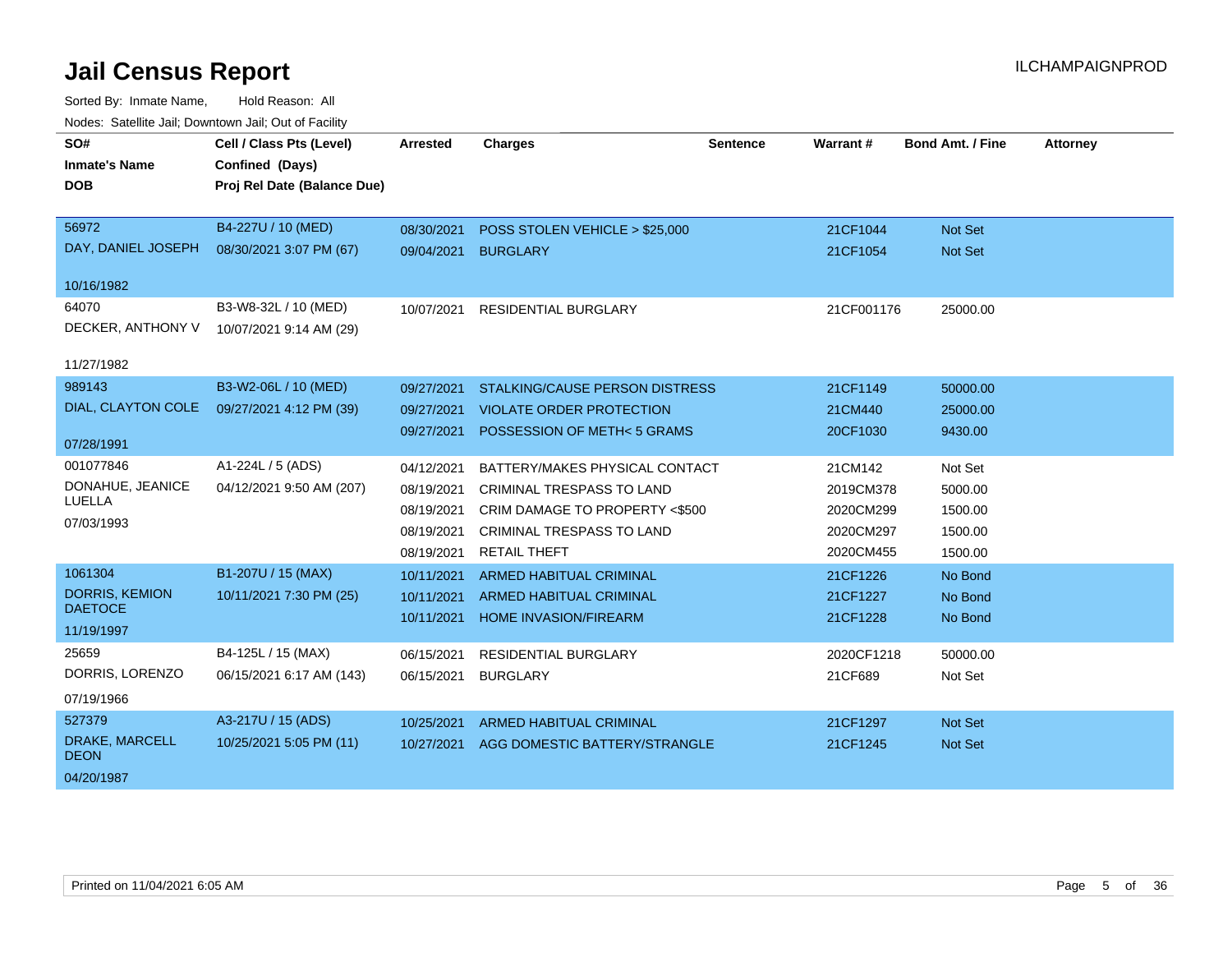# Jail Census Report

ILCHAMPAIGNPROD

Sorted By: Inmate Name, Hold Reason: All

Nodes: Satellite Jail; Downtown Jail; Out of Facility

| SO# / Inmate's Name / DOB | Cell / Class Pts (Level) / Confined (Days) / Proj Rel Date (Balance Due) | Arrested | Charges | Sentence | Warrant # | Bond Amt. / Fine | Attorney |
|---|---|---|---|---|---|---|---|
| 56972 DAY, DANIEL JOSEPH 10/16/1982 | B4-227U / 10 (MED) 08/30/2021 3:07 PM (67) | 08/30/2021 | POSS STOLEN VEHICLE > $25,000 | | 21CF1044 | Not Set | |
| | | 09/04/2021 | BURGLARY | | 21CF1054 | Not Set | |
| 64070 DECKER, ANTHONY V 11/27/1982 | B3-W8-32L / 10 (MED) 10/07/2021 9:14 AM (29) | 10/07/2021 | RESIDENTIAL BURGLARY | | 21CF001176 | 25000.00 | |
| 989143 DIAL, CLAYTON COLE 07/28/1991 | B3-W2-06L / 10 (MED) 09/27/2021 4:12 PM (39) | 09/27/2021 | STALKING/CAUSE PERSON DISTRESS | | 21CF1149 | 50000.00 | |
| | | 09/27/2021 | VIOLATE ORDER PROTECTION | | 21CM440 | 25000.00 | |
| | | 09/27/2021 | POSSESSION OF METH< 5 GRAMS | | 20CF1030 | 9430.00 | |
| 001077846 DONAHUE, JEANICE LUELLA 07/03/1993 | A1-224L / 5 (ADS) 04/12/2021 9:50 AM (207) | 04/12/2021 | BATTERY/MAKES PHYSICAL CONTACT | | 21CM142 | Not Set | |
| | | 08/19/2021 | CRIMINAL TRESPASS TO LAND | | 2019CM378 | 5000.00 | |
| | | 08/19/2021 | CRIM DAMAGE TO PROPERTY <$500 | | 2020CM299 | 1500.00 | |
| | | 08/19/2021 | CRIMINAL TRESPASS TO LAND | | 2020CM297 | 1500.00 | |
| | | 08/19/2021 | RETAIL THEFT | | 2020CM455 | 1500.00 | |
| 1061304 DORRIS, KEMION DAETOCE 11/19/1997 | B1-207U / 15 (MAX) 10/11/2021 7:30 PM (25) | 10/11/2021 | ARMED HABITUAL CRIMINAL | | 21CF1226 | No Bond | |
| | | 10/11/2021 | ARMED HABITUAL CRIMINAL | | 21CF1227 | No Bond | |
| | | 10/11/2021 | HOME INVASION/FIREARM | | 21CF1228 | No Bond | |
| 25659 DORRIS, LORENZO 07/19/1966 | B4-125L / 15 (MAX) 06/15/2021 6:17 AM (143) | 06/15/2021 | RESIDENTIAL BURGLARY | | 2020CF1218 | 50000.00 | |
| | | 06/15/2021 | BURGLARY | | 21CF689 | Not Set | |
| 527379 DRAKE, MARCELL DEON 04/20/1987 | A3-217U / 15 (ADS) 10/25/2021 5:05 PM (11) | 10/25/2021 | ARMED HABITUAL CRIMINAL | | 21CF1297 | Not Set | |
| | | 10/27/2021 | AGG DOMESTIC BATTERY/STRANGLE | | 21CF1245 | Not Set | |

Printed on 11/04/2021 6:05 AM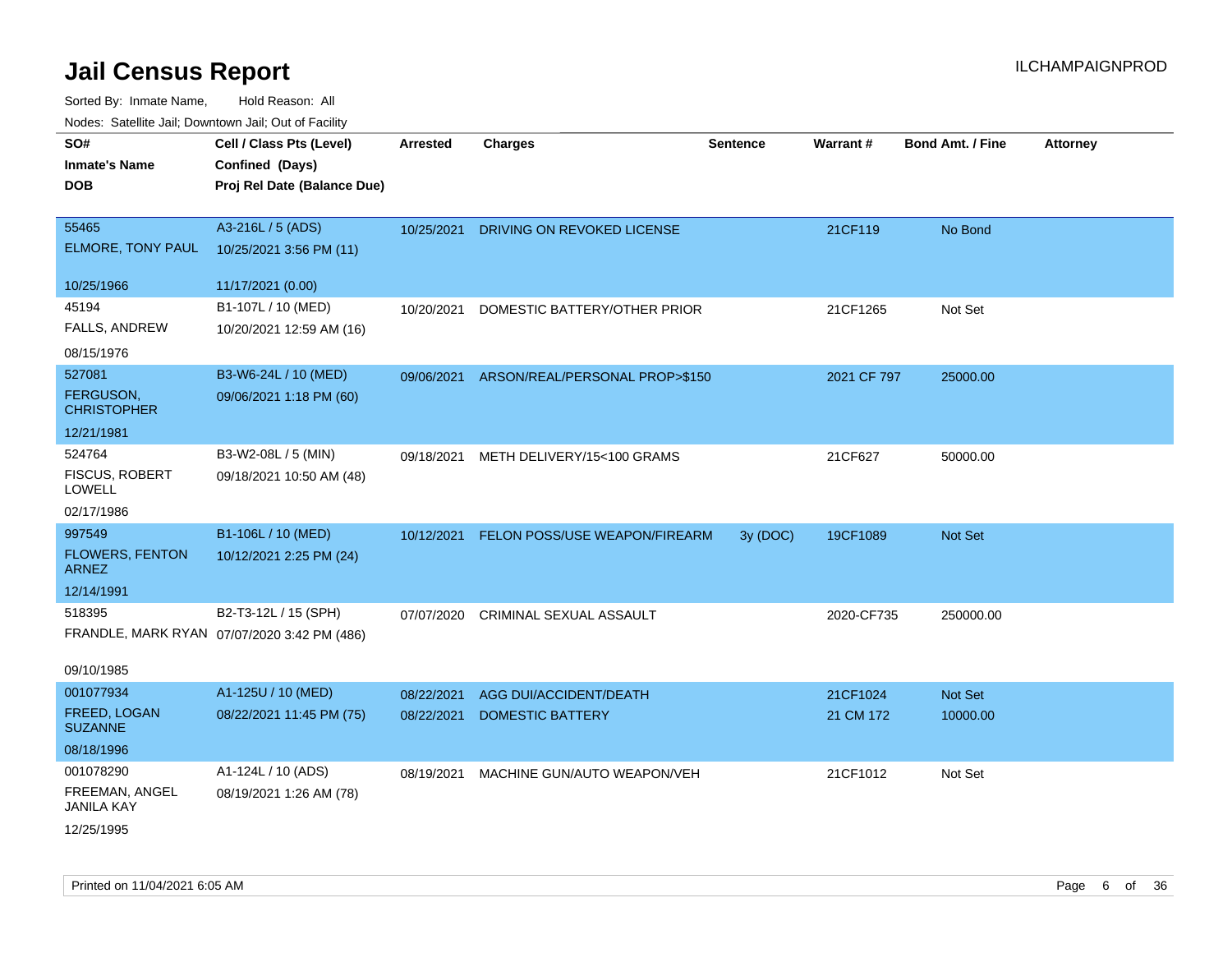# Jail Census Report

ILCHAMPAIGNPROD

Sorted By: Inmate Name, Hold Reason: All

Nodes: Satellite Jail; Downtown Jail; Out of Facility

| SO# / Inmate's Name / DOB | Cell / Class Pts (Level) / Confined (Days) / Proj Rel Date (Balance Due) | Arrested | Charges | Sentence | Warrant # | Bond Amt. / Fine | Attorney |
|---|---|---|---|---|---|---|---|
| 55465 ELMORE, TONY PAUL 10/25/1966 | A3-216L / 5 (ADS) 10/25/2021 3:56 PM (11) 11/17/2021 (0.00) | 10/25/2021 | DRIVING ON REVOKED LICENSE | | 21CF119 | No Bond | |
| 45194 FALLS, ANDREW 08/15/1976 | B1-107L / 10 (MED) 10/20/2021 12:59 AM (16) | 10/20/2021 | DOMESTIC BATTERY/OTHER PRIOR | | 21CF1265 | Not Set | |
| 527081 FERGUSON, CHRISTOPHER 12/21/1981 | B3-W6-24L / 10 (MED) 09/06/2021 1:18 PM (60) | 09/06/2021 | ARSON/REAL/PERSONAL PROP>$150 | | 2021 CF 797 | 25000.00 | |
| 524764 FISCUS, ROBERT LOWELL 02/17/1986 | B3-W2-08L / 5 (MIN) 09/18/2021 10:50 AM (48) | 09/18/2021 | METH DELIVERY/15<100 GRAMS | | 21CF627 | 50000.00 | |
| 997549 FLOWERS, FENTON ARNEZ 12/14/1991 | B1-106L / 10 (MED) 10/12/2021 2:25 PM (24) | 10/12/2021 | FELON POSS/USE WEAPON/FIREARM | 3y (DOC) | 19CF1089 | Not Set | |
| 518395 FRANDLE, MARK RYAN 09/10/1985 | B2-T3-12L / 15 (SPH) 07/07/2020 3:42 PM (486) | 07/07/2020 | CRIMINAL SEXUAL ASSAULT | | 2020-CF735 | 250000.00 | |
| 001077934 FREED, LOGAN SUZANNE 08/18/1996 | A1-125U / 10 (MED) 08/22/2021 11:45 PM (75) | 08/22/2021 | AGG DUI/ACCIDENT/DEATH | | 21CF1024 | Not Set | |
| | | 08/22/2021 | DOMESTIC BATTERY | | 21 CM 172 | 10000.00 | |
| 001078290 FREEMAN, ANGEL JANILA KAY 12/25/1995 | A1-124L / 10 (ADS) 08/19/2021 1:26 AM (78) | 08/19/2021 | MACHINE GUN/AUTO WEAPON/VEH | | 21CF1012 | Not Set | |

Printed on 11/04/2021 6:05 AM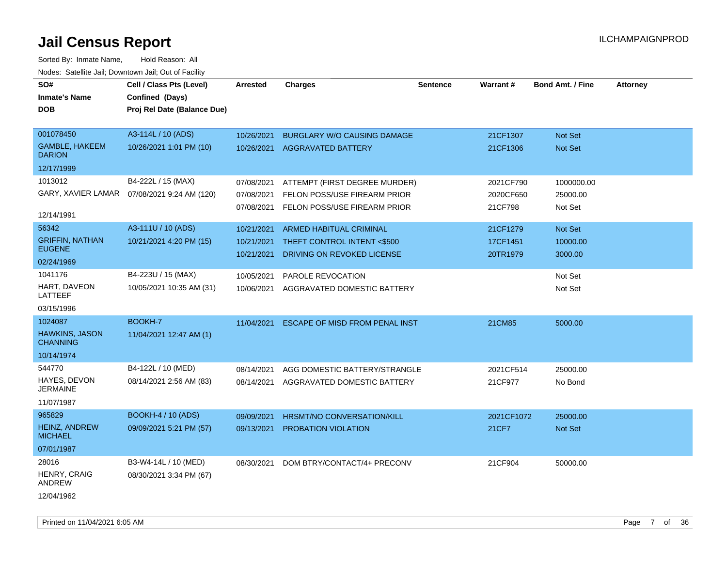# Jail Census Report

ILCHAMPAIGNPROD

Sorted By: Inmate Name, Hold Reason: All

Nodes: Satellite Jail; Downtown Jail; Out of Facility

| SO# / Inmate's Name / DOB | Cell / Class Pts (Level) / Confined (Days) / Proj Rel Date (Balance Due) | Arrested | Charges | Sentence | Warrant # | Bond Amt. / Fine | Attorney |
|---|---|---|---|---|---|---|---|
| 001078450<br>GAMBLE, HAKEEM DARION<br>12/17/1999 | A3-114L / 10 (ADS)<br>10/26/2021 1:01 PM (10) | 10/26/2021<br>10/26/2021 | BURGLARY W/O CAUSING DAMAGE<br>AGGRAVATED BATTERY | | 21CF1307<br>21CF1306 | Not Set<br>Not Set | |
| 1013012<br>GARY, XAVIER LAMAR<br>12/14/1991 | B4-222L / 15 (MAX)<br>07/08/2021 9:24 AM (120) | 07/08/2021<br>07/08/2021<br>07/08/2021 | ATTEMPT (FIRST DEGREE MURDER)<br>FELON POSS/USE FIREARM PRIOR<br>FELON POSS/USE FIREARM PRIOR | | 2021CF790<br>2020CF650<br>21CF798 | 1000000.00<br>25000.00<br>Not Set | |
| 56342<br>GRIFFIN, NATHAN EUGENE<br>02/24/1969 | A3-111U / 10 (ADS)<br>10/21/2021 4:20 PM (15) | 10/21/2021<br>10/21/2021<br>10/21/2021 | ARMED HABITUAL CRIMINAL<br>THEFT CONTROL INTENT <$500<br>DRIVING ON REVOKED LICENSE | | 21CF1279<br>17CF1451<br>20TR1979 | Not Set<br>10000.00<br>3000.00 | |
| 1041176<br>HART, DAVEON LATTEEF<br>03/15/1996 | B4-223U / 15 (MAX)<br>10/05/2021 10:35 AM (31) | 10/05/2021<br>10/06/2021 | PAROLE REVOCATION<br>AGGRAVATED DOMESTIC BATTERY | | | Not Set<br>Not Set | |
| 1024087<br>HAWKINS, JASON CHANNING<br>10/14/1974 | BOOKH-7<br>11/04/2021 12:47 AM (1) | 11/04/2021 | ESCAPE OF MISD FROM PENAL INST | | 21CM85 | 5000.00 | |
| 544770<br>HAYES, DEVON JERMAINE<br>11/07/1987 | B4-122L / 10 (MED)<br>08/14/2021 2:56 AM (83) | 08/14/2021<br>08/14/2021 | AGG DOMESTIC BATTERY/STRANGLE<br>AGGRAVATED DOMESTIC BATTERY | | 2021CF514<br>21CF977 | 25000.00<br>No Bond | |
| 965829<br>HEINZ, ANDREW MICHAEL<br>07/01/1987 | BOOKH-4 / 10 (ADS)<br>09/09/2021 5:21 PM (57) | 09/09/2021<br>09/13/2021 | HRSMT/NO CONVERSATION/KILL<br>PROBATION VIOLATION | | 2021CF1072<br>21CF7 | 25000.00<br>Not Set | |
| 28016<br>HENRY, CRAIG ANDREW<br>12/04/1962 | B3-W4-14L / 10 (MED)<br>08/30/2021 3:34 PM (67) | 08/30/2021 | DOM BTRY/CONTACT/4+ PRECONV | | 21CF904 | 50000.00 | |

Printed on 11/04/2021 6:05 AM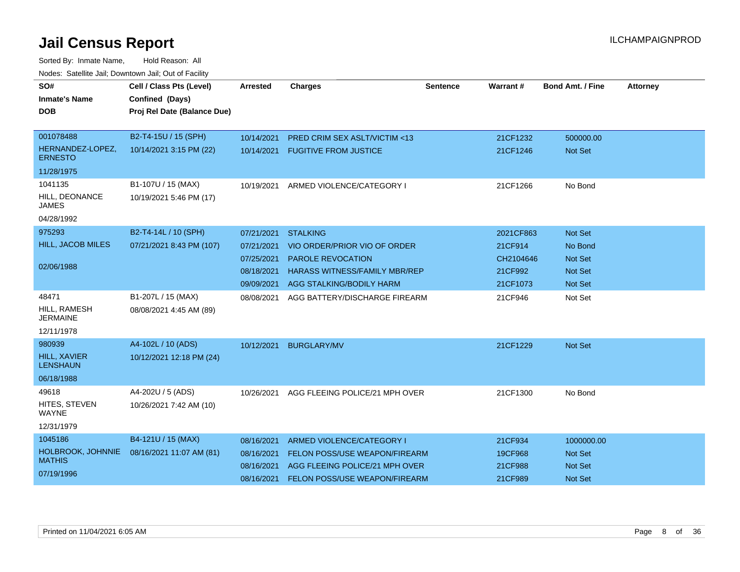# Jail Census Report

ILCHAMPAIGNPROD

Sorted By: Inmate Name, Hold Reason: All

Nodes: Satellite Jail; Downtown Jail; Out of Facility

| SO# / Inmate's Name / DOB | Cell / Class Pts (Level) / Confined (Days) / Proj Rel Date (Balance Due) | Arrested | Charges | Sentence | Warrant # | Bond Amt. / Fine | Attorney |
|---|---|---|---|---|---|---|---|
| 001078488<br>HERNANDEZ-LOPEZ, ERNESTO<br>11/28/1975 | B2-T4-15U / 15 (SPH)<br>10/14/2021 3:15 PM (22) | 10/14/2021 | PRED CRIM SEX ASLT/VICTIM <13 | | 21CF1232 | 500000.00 | |
| | | 10/14/2021 | FUGITIVE FROM JUSTICE | | 21CF1246 | Not Set | |
| 1041135<br>HILL, DEONANCE JAMES<br>04/28/1992 | B1-107U / 15 (MAX)<br>10/19/2021 5:46 PM (17) | 10/19/2021 | ARMED VIOLENCE/CATEGORY I | | 21CF1266 | No Bond | |
| 975293<br>HILL, JACOB MILES<br>02/06/1988 | B2-T4-14L / 10 (SPH)<br>07/21/2021 8:43 PM (107) | 07/21/2021 | STALKING | | 2021CF863 | Not Set | |
| | | 07/21/2021 | VIO ORDER/PRIOR VIO OF ORDER | | 21CF914 | No Bond | |
| | | 07/25/2021 | PAROLE REVOCATION | | CH2104646 | Not Set | |
| | | 08/18/2021 | HARASS WITNESS/FAMILY MBR/REP | | 21CF992 | Not Set | |
| | | 09/09/2021 | AGG STALKING/BODILY HARM | | 21CF1073 | Not Set | |
| 48471<br>HILL, RAMESH JERMAINE<br>12/11/1978 | B1-207L / 15 (MAX)<br>08/08/2021 4:45 AM (89) | 08/08/2021 | AGG BATTERY/DISCHARGE FIREARM | | 21CF946 | Not Set | |
| 980939<br>HILL, XAVIER LENSHAUN<br>06/18/1988 | A4-102L / 10 (ADS)<br>10/12/2021 12:18 PM (24) | 10/12/2021 | BURGLARY/MV | | 21CF1229 | Not Set | |
| 49618<br>HITES, STEVEN WAYNE<br>12/31/1979 | A4-202U / 5 (ADS)<br>10/26/2021 7:42 AM (10) | 10/26/2021 | AGG FLEEING POLICE/21 MPH OVER | | 21CF1300 | No Bond | |
| 1045186<br>HOLBROOK, JOHNNIE MATHIS<br>07/19/1996 | B4-121U / 15 (MAX)<br>08/16/2021 11:07 AM (81) | 08/16/2021 | ARMED VIOLENCE/CATEGORY I | | 21CF934 | 1000000.00 | |
| | | 08/16/2021 | FELON POSS/USE WEAPON/FIREARM | | 19CF968 | Not Set | |
| | | 08/16/2021 | AGG FLEEING POLICE/21 MPH OVER | | 21CF988 | Not Set | |
| | | 08/16/2021 | FELON POSS/USE WEAPON/FIREARM | | 21CF989 | Not Set | |

Printed on 11/04/2021 6:05 AM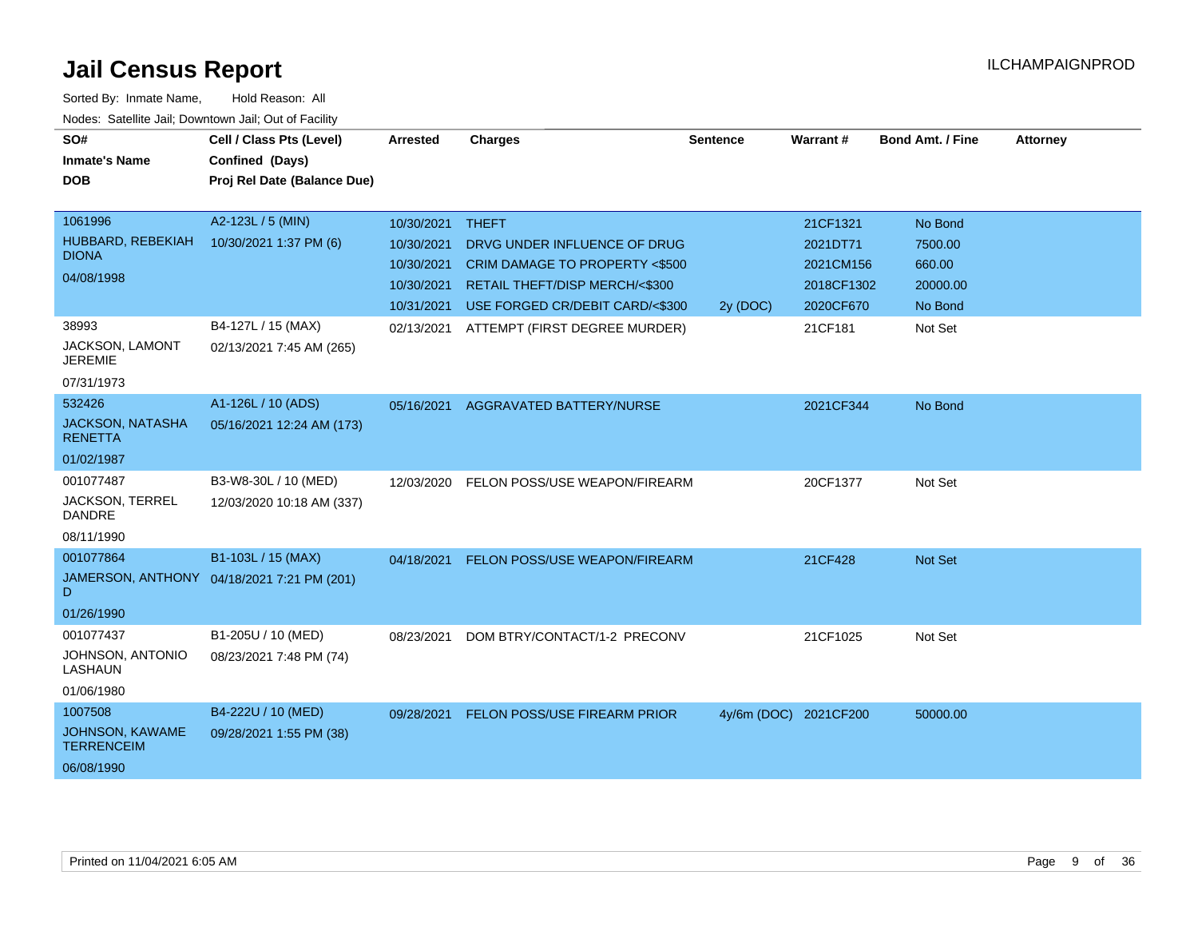# Jail Census Report

ILCHAMPAIGNPROD

Sorted By: Inmate Name, Hold Reason: All

Nodes: Satellite Jail; Downtown Jail; Out of Facility

| SO# / Inmate's Name / DOB | Cell / Class Pts (Level) / Confined (Days) / Proj Rel Date (Balance Due) | Arrested | Charges | Sentence | Warrant # | Bond Amt. / Fine | Attorney |
|---|---|---|---|---|---|---|---|
| 1061996<br>HUBBARD, REBEKIAH DIONA<br>04/08/1998 | A2-123L / 5 (MIN)<br>10/30/2021 1:37 PM (6) | 10/30/2021 | THEFT | | 21CF1321 | No Bond | |
| | | 10/30/2021 | DRVG UNDER INFLUENCE OF DRUG | | 2021DT71 | 7500.00 | |
| | | 10/30/2021 | CRIM DAMAGE TO PROPERTY <$500 | | 2021CM156 | 660.00 | |
| | | 10/30/2021 | RETAIL THEFT/DISP MERCH/<$300 | | 2018CF1302 | 20000.00 | |
| | | 10/31/2021 | USE FORGED CR/DEBIT CARD/<$300 | 2y (DOC) | 2020CF670 | No Bond | |
| 38993<br>JACKSON, LAMONT JEREMIE<br>07/31/1973 | B4-127L / 15 (MAX)<br>02/13/2021 7:45 AM (265) | 02/13/2021 | ATTEMPT (FIRST DEGREE MURDER) | | 21CF181 | Not Set | |
| 532426<br>JACKSON, NATASHA RENETTA<br>01/02/1987 | A1-126L / 10 (ADS)<br>05/16/2021 12:24 AM (173) | 05/16/2021 | AGGRAVATED BATTERY/NURSE | | 2021CF344 | No Bond | |
| 001077487<br>JACKSON, TERREL DANDRE<br>08/11/1990 | B3-W8-30L / 10 (MED)<br>12/03/2020 10:18 AM (337) | 12/03/2020 | FELON POSS/USE WEAPON/FIREARM | | 20CF1377 | Not Set | |
| 001077864<br>JAMERSON, ANTHONY D<br>01/26/1990 | B1-103L / 15 (MAX)<br>04/18/2021 7:21 PM (201) | 04/18/2021 | FELON POSS/USE WEAPON/FIREARM | | 21CF428 | Not Set | |
| 001077437<br>JOHNSON, ANTONIO LASHAUN<br>01/06/1980 | B1-205U / 10 (MED)<br>08/23/2021 7:48 PM (74) | 08/23/2021 | DOM BTRY/CONTACT/1-2 PRECONV | | 21CF1025 | Not Set | |
| 1007508<br>JOHNSON, KAWAME TERRENCEIM<br>06/08/1990 | B4-222U / 10 (MED)<br>09/28/2021 1:55 PM (38) | 09/28/2021 | FELON POSS/USE FIREARM PRIOR | 4y/6m (DOC) | 2021CF200 | 50000.00 | |

Printed on 11/04/2021 6:05 AM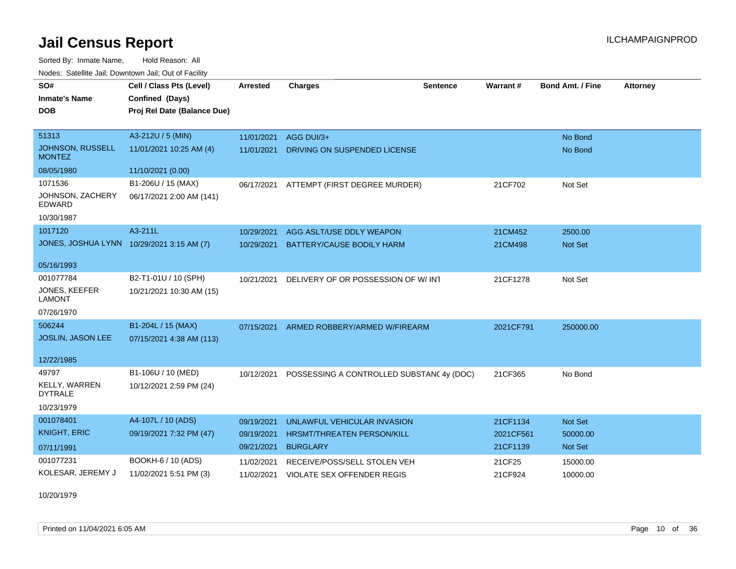# Jail Census Report

ILCHAMPAIGNPROD

Sorted By: Inmate Name, Hold Reason: All

Nodes: Satellite Jail; Downtown Jail; Out of Facility

| SO#<br>Inmate's Name<br>DOB | Cell / Class Pts (Level)<br>Confined (Days)<br>Proj Rel Date (Balance Due) | Arrested | Charges | Sentence | Warrant # | Bond Amt. / Fine | Attorney |
|---|---|---|---|---|---|---|---|
| 51313<br>JOHNSON, RUSSELL MONTEZ<br>08/05/1980 | A3-212U / 5 (MIN)<br>11/01/2021 10:25 AM (4)<br>11/10/2021 (0.00) | 11/01/2021<br>11/01/2021 | AGG DUI/3+<br>DRIVING ON SUSPENDED LICENSE | | | No Bond<br>No Bond | |
| 1071536<br>JOHNSON, ZACHERY EDWARD<br>10/30/1987 | B1-206U / 15 (MAX)<br>06/17/2021 2:00 AM (141) | 06/17/2021 | ATTEMPT (FIRST DEGREE MURDER) | | 21CF702 | Not Set | |
| 1017120<br>JONES, JOSHUA LYNN<br>05/16/1993 | A3-211L<br>10/29/2021 3:15 AM (7) | 10/29/2021<br>10/29/2021 | AGG ASLT/USE DDLY WEAPON<br>BATTERY/CAUSE BODILY HARM | | 21CM452<br>21CM498 | 2500.00<br>Not Set | |
| 001077784<br>JONES, KEEFER LAMONT<br>07/26/1970 | B2-T1-01U / 10 (SPH)<br>10/21/2021 10:30 AM (15) | 10/21/2021 | DELIVERY OF OR POSSESSION OF W/ INT | | 21CF1278 | Not Set | |
| 506244<br>JOSLIN, JASON LEE<br>12/22/1985 | B1-204L / 15 (MAX)<br>07/15/2021 4:38 AM (113) | 07/15/2021 | ARMED ROBBERY/ARMED W/FIREARM | | 2021CF791 | 250000.00 | |
| 49797<br>KELLY, WARREN DYTRALE<br>10/23/1979 | B1-106U / 10 (MED)<br>10/12/2021 2:59 PM (24) | 10/12/2021 | POSSESSING A CONTROLLED SUBSTANC | 4y (DOC) | 21CF365 | No Bond | |
| 001078401<br>KNIGHT, ERIC<br>07/11/1991 | A4-107L / 10 (ADS)<br>09/19/2021 7:32 PM (47) | 09/19/2021<br>09/19/2021<br>09/21/2021 | UNLAWFUL VEHICULAR INVASION<br>HRSMT/THREATEN PERSON/KILL<br>BURGLARY | | 21CF1134<br>2021CF561<br>21CF1139 | Not Set<br>50000.00<br>Not Set | |
| 001077231<br>KOLESAR, JEREMY J<br>10/20/1979 | BOOKH-6 / 10 (ADS)<br>11/02/2021 5:51 PM (3) | 11/02/2021<br>11/02/2021 | RECEIVE/POSS/SELL STOLEN VEH<br>VIOLATE SEX OFFENDER REGIS | | 21CF25<br>21CF924 | 15000.00<br>10000.00 | |

Printed on 11/04/2021 6:05 AM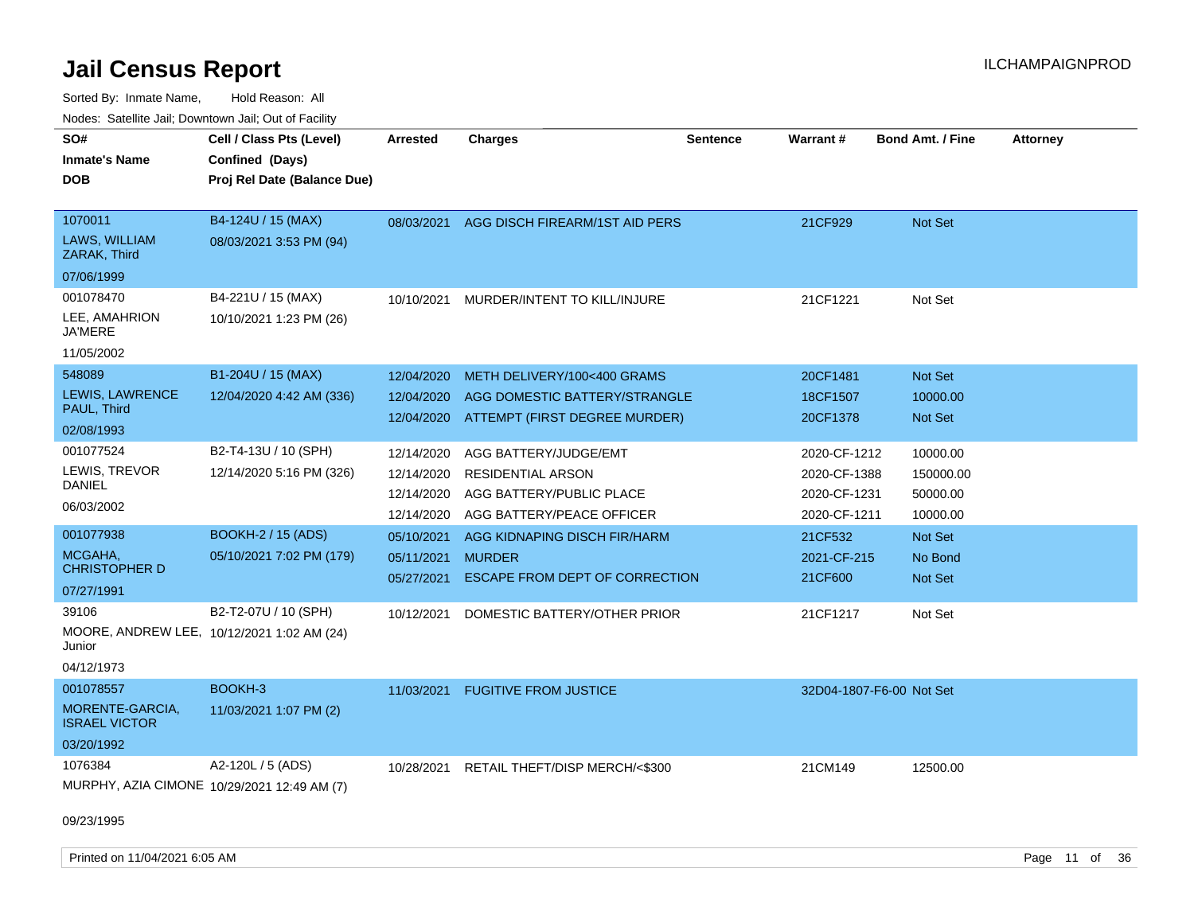# Jail Census Report

ILCHAMPAIGNPROD

Sorted By: Inmate Name, Hold Reason: All

Nodes: Satellite Jail; Downtown Jail; Out of Facility

| SO# / Inmate's Name / DOB | Cell / Class Pts (Level) / Confined (Days) / Proj Rel Date (Balance Due) | Arrested | Charges | Sentence | Warrant # | Bond Amt. / Fine | Attorney |
|---|---|---|---|---|---|---|---|
| 1070011<br>LAWS, WILLIAM ZARAK, Third<br>07/06/1999 | B4-124U / 15 (MAX)<br>08/03/2021 3:53 PM (94) | 08/03/2021 | AGG DISCH FIREARM/1ST AID PERS | | 21CF929 | Not Set | |
| 001078470<br>LEE, AMAHRION JA'MERE<br>11/05/2002 | B4-221U / 15 (MAX)<br>10/10/2021 1:23 PM (26) | 10/10/2021 | MURDER/INTENT TO KILL/INJURE | | 21CF1221 | Not Set | |
| 548089<br>LEWIS, LAWRENCE PAUL, Third<br>02/08/1993 | B1-204U / 15 (MAX)<br>12/04/2020 4:42 AM (336) | 12/04/2020 | METH DELIVERY/100<400 GRAMS | | 20CF1481 | Not Set | |
| | | 12/04/2020 | AGG DOMESTIC BATTERY/STRANGLE | | 18CF1507 | 10000.00 | |
| | | 12/04/2020 | ATTEMPT (FIRST DEGREE MURDER) | | 20CF1378 | Not Set | |
| 001077524<br>LEWIS, TREVOR DANIEL<br>06/03/2002 | B2-T4-13U / 10 (SPH)<br>12/14/2020 5:16 PM (326) | 12/14/2020 | AGG BATTERY/JUDGE/EMT | | 2020-CF-1212 | 10000.00 | |
| | | 12/14/2020 | RESIDENTIAL ARSON | | 2020-CF-1388 | 150000.00 | |
| | | 12/14/2020 | AGG BATTERY/PUBLIC PLACE | | 2020-CF-1231 | 50000.00 | |
| | | 12/14/2020 | AGG BATTERY/PEACE OFFICER | | 2020-CF-1211 | 10000.00 | |
| 001077938<br>MCGAHA, CHRISTOPHER D<br>07/27/1991 | BOOKH-2 / 15 (ADS)<br>05/10/2021 7:02 PM (179) | 05/10/2021 | AGG KIDNAPING DISCH FIR/HARM | | 21CF532 | Not Set | |
| | | 05/11/2021 | MURDER | | 2021-CF-215 | No Bond | |
| | | 05/27/2021 | ESCAPE FROM DEPT OF CORRECTION | | 21CF600 | Not Set | |
| 39106<br>MOORE, ANDREW LEE, Junior<br>04/12/1973 | B2-T2-07U / 10 (SPH)<br>10/12/2021 1:02 AM (24) | 10/12/2021 | DOMESTIC BATTERY/OTHER PRIOR | | 21CF1217 | Not Set | |
| 001078557<br>MORENTE-GARCIA, ISRAEL VICTOR<br>03/20/1992 | BOOKH-3<br>11/03/2021 1:07 PM (2) | 11/03/2021 | FUGITIVE FROM JUSTICE | | 32D04-1807-F6-00 | Not Set | |
| 1076384<br>MURPHY, AZIA CIMONE<br>09/23/1995 | A2-120L / 5 (ADS)<br>10/29/2021 12:49 AM (7) | 10/28/2021 | RETAIL THEFT/DISP MERCH/<$300 | | 21CM149 | 12500.00 | |

Printed on 11/04/2021 6:05 AM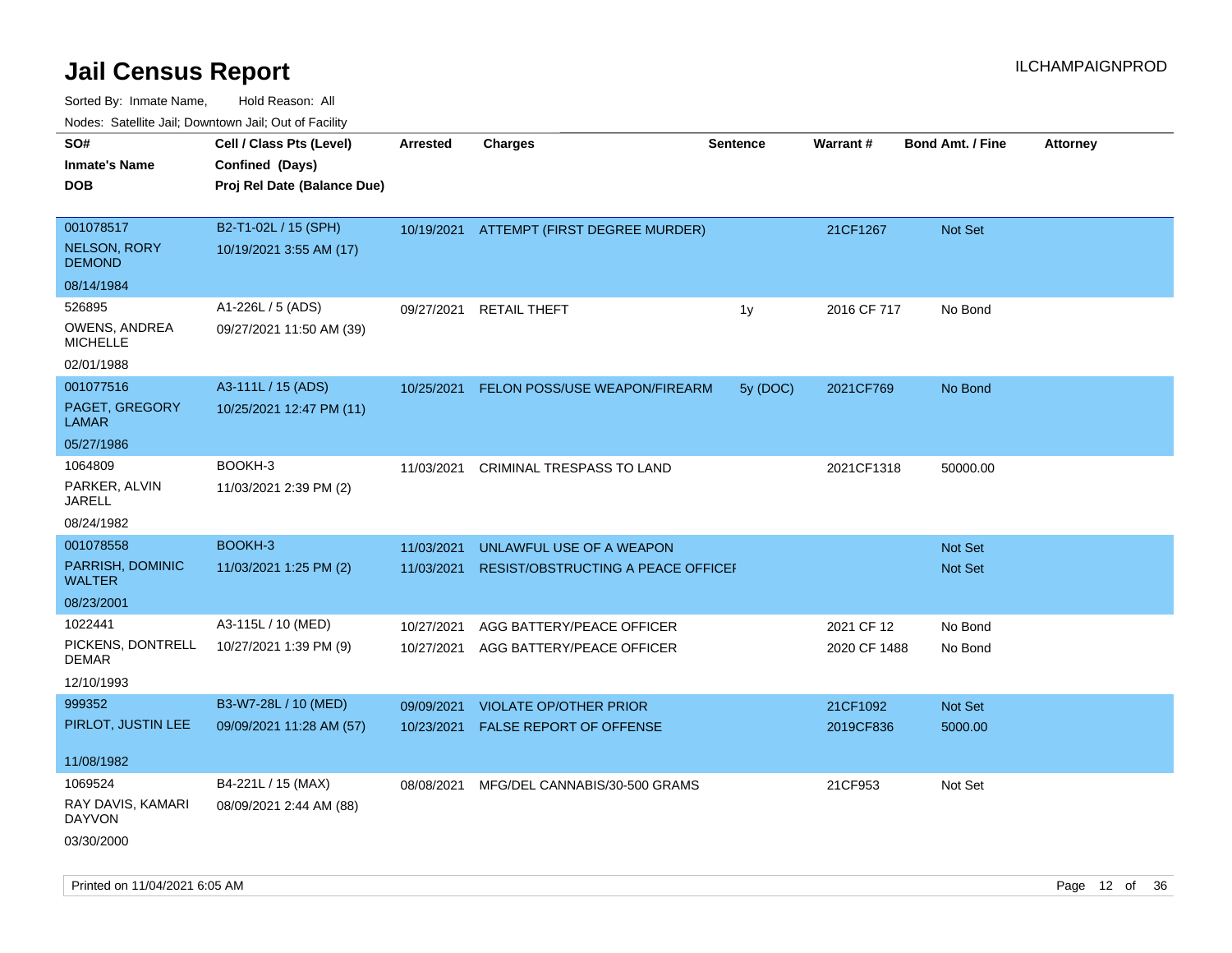# Jail Census Report

ILCHAMPAIGNPROD

Sorted By: Inmate Name, Hold Reason: All

Nodes: Satellite Jail; Downtown Jail; Out of Facility

| SO# / Inmate's Name / DOB | Cell / Class Pts (Level) / Confined (Days) / Proj Rel Date (Balance Due) | Arrested | Charges | Sentence | Warrant # | Bond Amt. / Fine | Attorney |
|---|---|---|---|---|---|---|---|
| 001078517 NELSON, RORY DEMOND 08/14/1984 | B2-T1-02L / 15 (SPH) 10/19/2021 3:55 AM (17) | 10/19/2021 | ATTEMPT (FIRST DEGREE MURDER) | | 21CF1267 | Not Set | |
| 526895 OWENS, ANDREA MICHELLE 02/01/1988 | A1-226L / 5 (ADS) 09/27/2021 11:50 AM (39) | 09/27/2021 | RETAIL THEFT | 1y | 2016 CF 717 | No Bond | |
| 001077516 PAGET, GREGORY LAMAR 05/27/1986 | A3-111L / 15 (ADS) 10/25/2021 12:47 PM (11) | 10/25/2021 | FELON POSS/USE WEAPON/FIREARM | 5y (DOC) | 2021CF769 | No Bond | |
| 1064809 PARKER, ALVIN JARELL 08/24/1982 | BOOKH-3 11/03/2021 2:39 PM (2) | 11/03/2021 | CRIMINAL TRESPASS TO LAND | | 2021CF1318 | 50000.00 | |
| 001078558 PARRISH, DOMINIC WALTER 08/23/2001 | BOOKH-3 11/03/2021 1:25 PM (2) | 11/03/2021 | UNLAWFUL USE OF A WEAPON | | | Not Set | |
| | | 11/03/2021 | RESIST/OBSTRUCTING A PEACE OFFICEI | | | Not Set | |
| 1022441 PICKENS, DONTRELL DEMAR 12/10/1993 | A3-115L / 10 (MED) 10/27/2021 1:39 PM (9) | 10/27/2021 | AGG BATTERY/PEACE OFFICER | | 2021 CF 12 | No Bond | |
| | | 10/27/2021 | AGG BATTERY/PEACE OFFICER | | 2020 CF 1488 | No Bond | |
| 999352 PIRLOT, JUSTIN LEE 11/08/1982 | B3-W7-28L / 10 (MED) 09/09/2021 11:28 AM (57) | 09/09/2021 | VIOLATE OP/OTHER PRIOR | | 21CF1092 | Not Set | |
| | | 10/23/2021 | FALSE REPORT OF OFFENSE | | 2019CF836 | 5000.00 | |
| 1069524 RAY DAVIS, KAMARI DAYVON 03/30/2000 | B4-221L / 15 (MAX) 08/09/2021 2:44 AM (88) | 08/08/2021 | MFG/DEL CANNABIS/30-500 GRAMS | | 21CF953 | Not Set | |

Printed on 11/04/2021 6:05 AM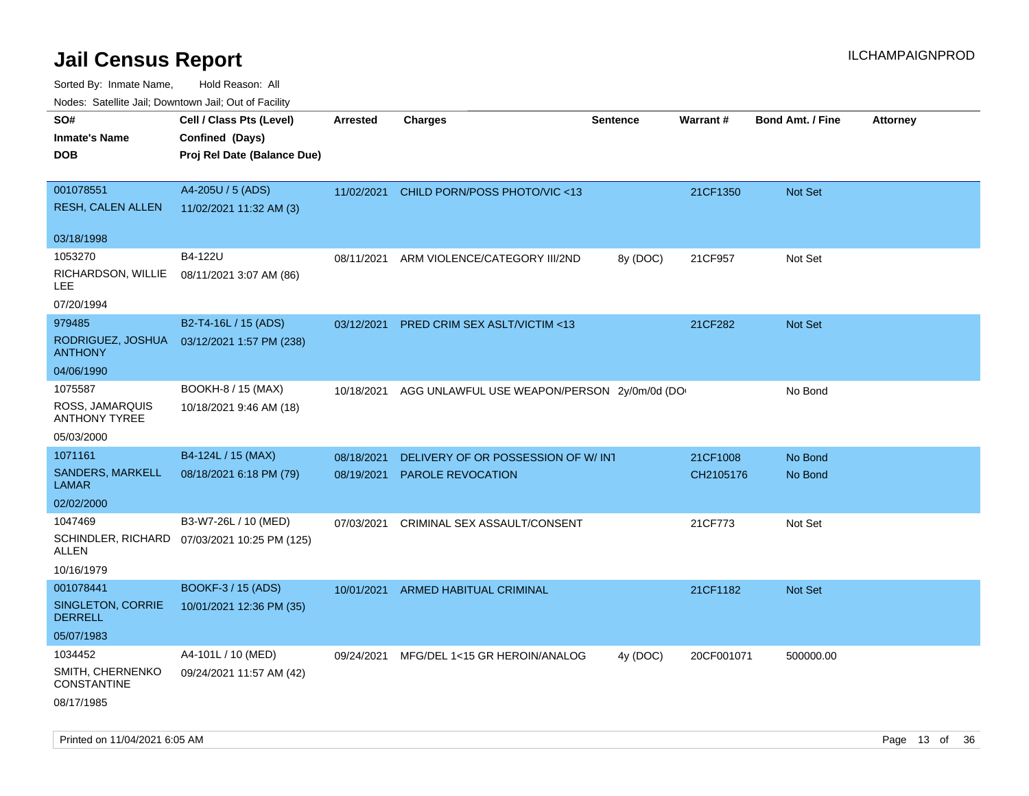# Jail Census Report

ILCHAMPAIGNPROD

Sorted By: Inmate Name, Hold Reason: All

Nodes: Satellite Jail; Downtown Jail; Out of Facility

| SO# / Inmate's Name / DOB | Cell / Class Pts (Level) / Confined (Days) / Proj Rel Date (Balance Due) | Arrested | Charges | Sentence | Warrant # | Bond Amt. / Fine | Attorney |
|---|---|---|---|---|---|---|---|
| 001078551<br>RESH, CALEN ALLEN<br>03/18/1998 | A4-205U / 5 (ADS)<br>11/02/2021 11:32 AM (3) | 11/02/2021 | CHILD PORN/POSS PHOTO/VIC <13 | | 21CF1350 | Not Set | |
| 1053270<br>RICHARDSON, WILLIE LEE<br>07/20/1994 | B4-122U<br>08/11/2021 3:07 AM (86) | 08/11/2021 | ARM VIOLENCE/CATEGORY III/2ND | 8y (DOC) | 21CF957 | Not Set | |
| 979485<br>RODRIGUEZ, JOSHUA ANTHONY<br>04/06/1990 | B2-T4-16L / 15 (ADS)<br>03/12/2021 1:57 PM (238) | 03/12/2021 | PRED CRIM SEX ASLT/VICTIM <13 | | 21CF282 | Not Set | |
| 1075587<br>ROSS, JAMARQUIS ANTHONY TYREE<br>05/03/2000 | BOOKH-8 / 15 (MAX)<br>10/18/2021 9:46 AM (18) | 10/18/2021 | AGG UNLAWFUL USE WEAPON/PERSON | 2y/0m/0d (DO | | No Bond | |
| 1071161<br>SANDERS, MARKELL LAMAR<br>02/02/2000 | B4-124L / 15 (MAX)<br>08/18/2021 6:18 PM (79) | 08/18/2021<br>08/19/2021 | DELIVERY OF OR POSSESSION OF W/ INT<br>PAROLE REVOCATION | | 21CF1008<br>CH2105176 | No Bond<br>No Bond | |
| 1047469<br>SCHINDLER, RICHARD ALLEN<br>10/16/1979 | B3-W7-26L / 10 (MED)<br>07/03/2021 10:25 PM (125) | 07/03/2021 | CRIMINAL SEX ASSAULT/CONSENT | | 21CF773 | Not Set | |
| 001078441<br>SINGLETON, CORRIE DERRELL<br>05/07/1983 | BOOKF-3 / 15 (ADS)<br>10/01/2021 12:36 PM (35) | 10/01/2021 | ARMED HABITUAL CRIMINAL | | 21CF1182 | Not Set | |
| 1034452<br>SMITH, CHERNENKO CONSTANTINE<br>08/17/1985 | A4-101L / 10 (MED)<br>09/24/2021 11:57 AM (42) | 09/24/2021 | MFG/DEL 1<15 GR HEROIN/ANALOG | 4y (DOC) | 20CF001071 | 500000.00 | |

Printed on 11/04/2021 6:05 AM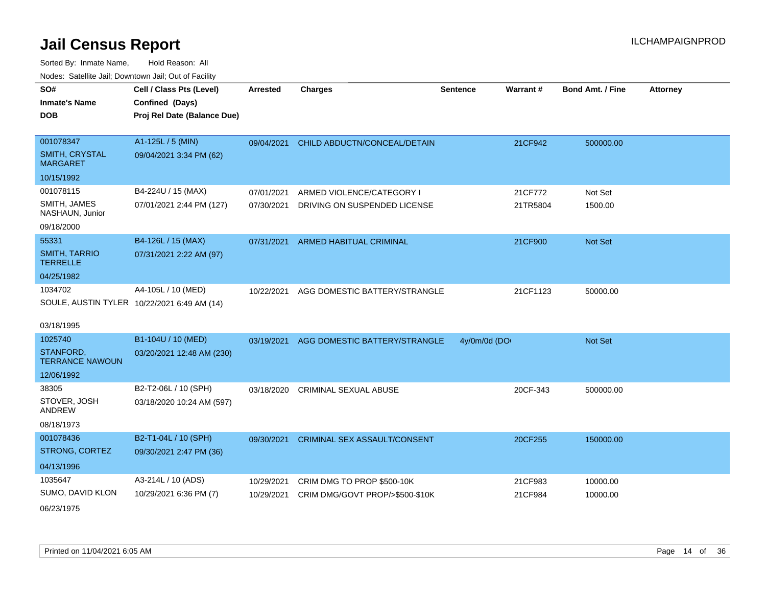# Jail Census Report

ILCHAMPAIGNPROD

Sorted By: Inmate Name, Hold Reason: All

Nodes: Satellite Jail; Downtown Jail; Out of Facility

| SO# / Inmate's Name / DOB | Cell / Class Pts (Level) / Confined (Days) / Proj Rel Date (Balance Due) | Arrested | Charges | Sentence | Warrant # | Bond Amt. / Fine | Attorney |
|---|---|---|---|---|---|---|---|
| 001078347<br>SMITH, CRYSTAL MARGARET<br>10/15/1992 | A1-125L / 5 (MIN)<br>09/04/2021 3:34 PM (62) | 09/04/2021 | CHILD ABDUCTN/CONCEAL/DETAIN | | 21CF942 | 500000.00 | |
| 001078115<br>SMITH, JAMES NASHAUN, Junior<br>09/18/2000 | B4-224U / 15 (MAX)<br>07/01/2021 2:44 PM (127) | 07/01/2021 | ARMED VIOLENCE/CATEGORY I | | 21CF772 | Not Set | |
| | | 07/30/2021 | DRIVING ON SUSPENDED LICENSE | | 21TR5804 | 1500.00 | |
| 55331<br>SMITH, TARRIO TERRELLE<br>04/25/1982 | B4-126L / 15 (MAX)<br>07/31/2021 2:22 AM (97) | 07/31/2021 | ARMED HABITUAL CRIMINAL | | 21CF900 | Not Set | |
| 1034702<br>SOULE, AUSTIN TYLER<br>03/18/1995 | A4-105L / 10 (MED)<br>10/22/2021 6:49 AM (14) | 10/22/2021 | AGG DOMESTIC BATTERY/STRANGLE | | 21CF1123 | 50000.00 | |
| 1025740<br>STANFORD, TERRANCE NAWOUN<br>12/06/1992 | B1-104U / 10 (MED)<br>03/20/2021 12:48 AM (230) | 03/19/2021 | AGG DOMESTIC BATTERY/STRANGLE | 4y/0m/0d (DO | | Not Set | |
| 38305<br>STOVER, JOSH ANDREW<br>08/18/1973 | B2-T2-06L / 10 (SPH)<br>03/18/2020 10:24 AM (597) | 03/18/2020 | CRIMINAL SEXUAL ABUSE | | 20CF-343 | 500000.00 | |
| 001078436<br>STRONG, CORTEZ<br>04/13/1996 | B2-T1-04L / 10 (SPH)<br>09/30/2021 2:47 PM (36) | 09/30/2021 | CRIMINAL SEX ASSAULT/CONSENT | | 20CF255 | 150000.00 | |
| 1035647<br>SUMO, DAVID KLON<br>06/23/1975 | A3-214L / 10 (ADS)<br>10/29/2021 6:36 PM (7) | 10/29/2021 | CRIM DMG TO PROP $500-10K | | 21CF983 | 10000.00 | |
| | | 10/29/2021 | CRIM DMG/GOVT PROP/>$500-$10K | | 21CF984 | 10000.00 | |

Printed on 11/04/2021 6:05 AM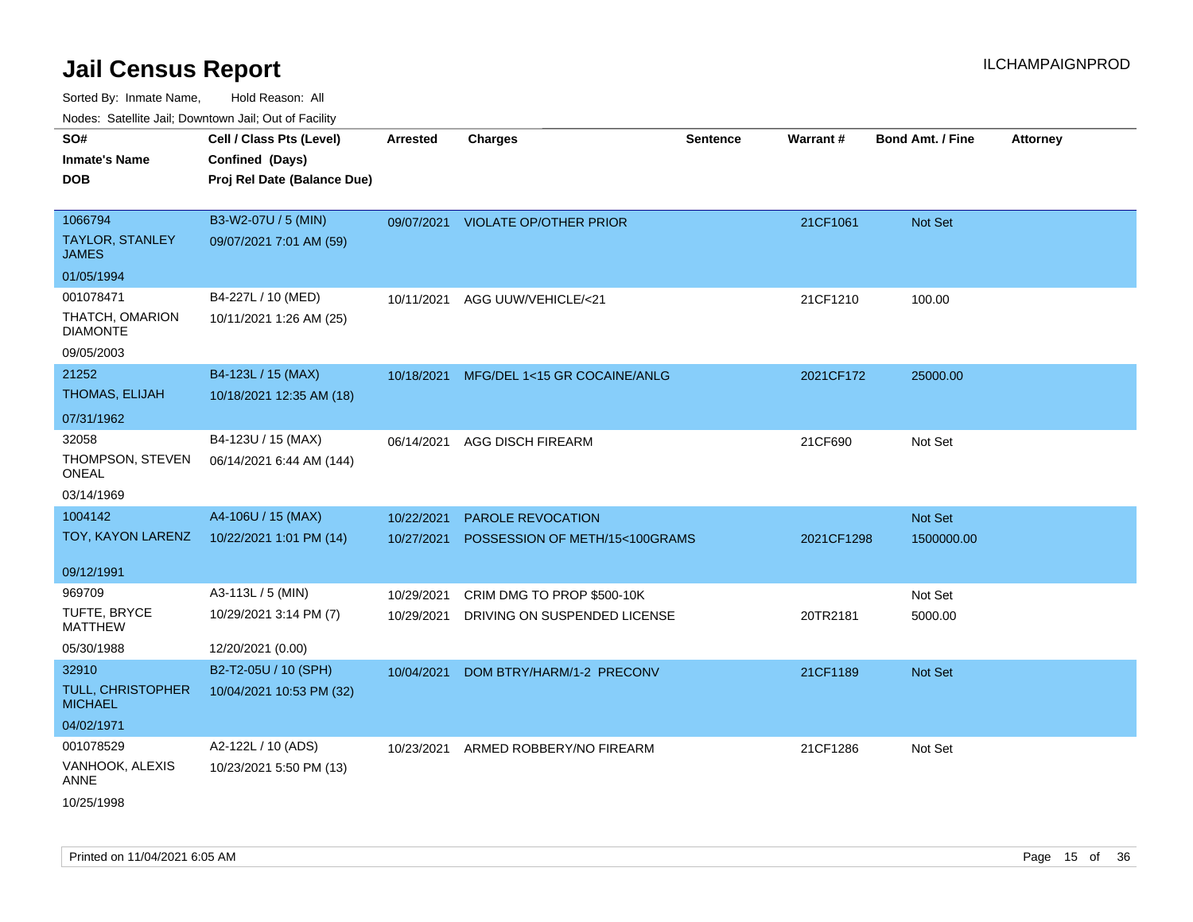# Jail Census Report

ILCHAMPAIGNPROD

Sorted By: Inmate Name, Hold Reason: All

Nodes: Satellite Jail; Downtown Jail; Out of Facility

| SO# / Inmate's Name / DOB | Cell / Class Pts (Level) / Confined (Days) / Proj Rel Date (Balance Due) | Arrested | Charges | Sentence | Warrant # | Bond Amt. / Fine | Attorney |
|---|---|---|---|---|---|---|---|
| 1066794<br>TAYLOR, STANLEY JAMES<br>01/05/1994 | B3-W2-07U / 5 (MIN)<br>09/07/2021 7:01 AM (59) | 09/07/2021 | VIOLATE OP/OTHER PRIOR | | 21CF1061 | Not Set | |
| 001078471<br>THATCH, OMARION DIAMONTE<br>09/05/2003 | B4-227L / 10 (MED)<br>10/11/2021 1:26 AM (25) | 10/11/2021 | AGG UUW/VEHICLE/<21 | | 21CF1210 | 100.00 | |
| 21252<br>THOMAS, ELIJAH<br>07/31/1962 | B4-123L / 15 (MAX)<br>10/18/2021 12:35 AM (18) | 10/18/2021 | MFG/DEL 1<15 GR COCAINE/ANLG | | 2021CF172 | 25000.00 | |
| 32058<br>THOMPSON, STEVEN ONEAL<br>03/14/1969 | B4-123U / 15 (MAX)<br>06/14/2021 6:44 AM (144) | 06/14/2021 | AGG DISCH FIREARM | | 21CF690 | Not Set | |
| 1004142<br>TOY, KAYON LARENZ<br>09/12/1991 | A4-106U / 15 (MAX)<br>10/22/2021 1:01 PM (14) | 10/22/2021<br>10/27/2021 | PAROLE REVOCATION<br>POSSESSION OF METH/15<100GRAMS | | <br>2021CF1298 | Not Set<br>1500000.00 | |
| 969709<br>TUFTE, BRYCE MATTHEW<br>05/30/1988 | A3-113L / 5 (MIN)<br>10/29/2021 3:14 PM (7)<br>12/20/2021 (0.00) | 10/29/2021<br>10/29/2021 | CRIM DMG TO PROP $500-10K<br>DRIVING ON SUSPENDED LICENSE | | <br>20TR2181 | Not Set<br>5000.00 | |
| 32910<br>TULL, CHRISTOPHER MICHAEL<br>04/02/1971 | B2-T2-05U / 10 (SPH)<br>10/04/2021 10:53 PM (32) | 10/04/2021 | DOM BTRY/HARM/1-2 PRECONV | | 21CF1189 | Not Set | |
| 001078529<br>VANHOOK, ALEXIS ANNE<br>10/25/1998 | A2-122L / 10 (ADS)<br>10/23/2021 5:50 PM (13) | 10/23/2021 | ARMED ROBBERY/NO FIREARM | | 21CF1286 | Not Set | |

Printed on 11/04/2021 6:05 AM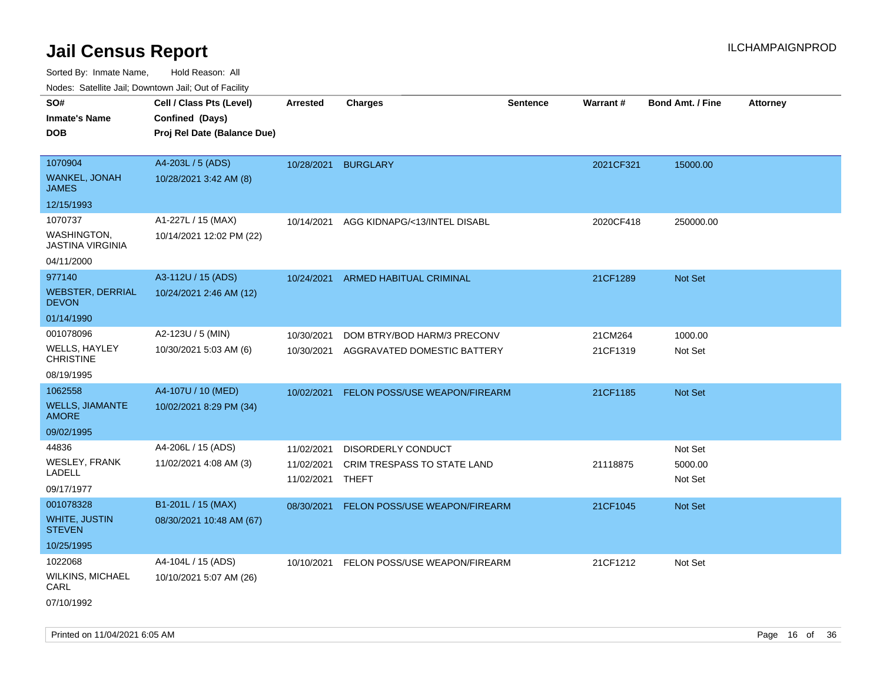# Jail Census Report

ILCHAMPAIGNPROD

Sorted By: Inmate Name, Hold Reason: All

Nodes: Satellite Jail; Downtown Jail; Out of Facility

| SO# / Inmate's Name / DOB | Cell / Class Pts (Level) / Confined (Days) / Proj Rel Date (Balance Due) | Arrested | Charges | Sentence | Warrant # | Bond Amt. / Fine | Attorney |
|---|---|---|---|---|---|---|---|
| 1070904 WANKEL, JONAH JAMES 12/15/1993 | A4-203L / 5 (ADS) 10/28/2021 3:42 AM (8) | 10/28/2021 | BURGLARY | | 2021CF321 | 15000.00 | |
| 1070737 WASHINGTON, JASTINA VIRGINIA 04/11/2000 | A1-227L / 15 (MAX) 10/14/2021 12:02 PM (22) | 10/14/2021 | AGG KIDNAPG/<13/INTEL DISABL | | 2020CF418 | 250000.00 | |
| 977140 WEBSTER, DERRIAL DEVON 01/14/1990 | A3-112U / 15 (ADS) 10/24/2021 2:46 AM (12) | 10/24/2021 | ARMED HABITUAL CRIMINAL | | 21CF1289 | Not Set | |
| 001078096 WELLS, HAYLEY CHRISTINE 08/19/1995 | A2-123U / 5 (MIN) 10/30/2021 5:03 AM (6) | 10/30/2021 | DOM BTRY/BOD HARM/3 PRECONV | | 21CM264 | 1000.00 | |
| | | 10/30/2021 | AGGRAVATED DOMESTIC BATTERY | | 21CF1319 | Not Set | |
| 1062558 WELLS, JIAMANTE AMORE 09/02/1995 | A4-107U / 10 (MED) 10/02/2021 8:29 PM (34) | 10/02/2021 | FELON POSS/USE WEAPON/FIREARM | | 21CF1185 | Not Set | |
| 44836 WESLEY, FRANK LADELL 09/17/1977 | A4-206L / 15 (ADS) 11/02/2021 4:08 AM (3) | 11/02/2021 | DISORDERLY CONDUCT | | | Not Set | |
| | | 11/02/2021 | CRIM TRESPASS TO STATE LAND | | 21118875 | 5000.00 | |
| | | 11/02/2021 | THEFT | | | Not Set | |
| 001078328 WHITE, JUSTIN STEVEN 10/25/1995 | B1-201L / 15 (MAX) 08/30/2021 10:48 AM (67) | 08/30/2021 | FELON POSS/USE WEAPON/FIREARM | | 21CF1045 | Not Set | |
| 1022068 WILKINS, MICHAEL CARL 07/10/1992 | A4-104L / 15 (ADS) 10/10/2021 5:07 AM (26) | 10/10/2021 | FELON POSS/USE WEAPON/FIREARM | | 21CF1212 | Not Set | |

Printed on 11/04/2021 6:05 AM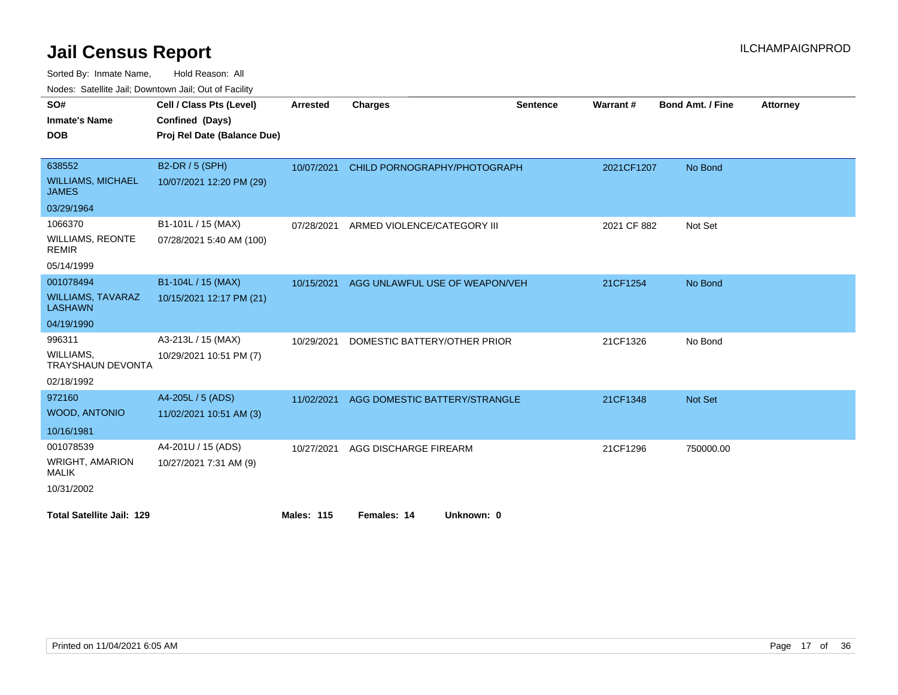# Jail Census Report

ILCHAMPAIGNPROD

Sorted By: Inmate Name, Hold Reason: All

Nodes: Satellite Jail; Downtown Jail; Out of Facility

| SO# / Inmate's Name / DOB | Cell / Class Pts (Level) / Confined (Days) / Proj Rel Date (Balance Due) | Arrested | Charges | Sentence | Warrant # | Bond Amt. / Fine | Attorney |
|---|---|---|---|---|---|---|---|
| 638552<br>WILLIAMS, MICHAEL JAMES<br>03/29/1964 | B2-DR / 5 (SPH)<br>10/07/2021 12:20 PM (29) | 10/07/2021 | CHILD PORNOGRAPHY/PHOTOGRAPH | | 2021CF1207 | No Bond | |
| 1066370<br>WILLIAMS, REONTE REMIR<br>05/14/1999 | B1-101L / 15 (MAX)<br>07/28/2021 5:40 AM (100) | 07/28/2021 | ARMED VIOLENCE/CATEGORY III | | 2021 CF 882 | Not Set | |
| 001078494<br>WILLIAMS, TAVARAZ LASHAWN<br>04/19/1990 | B1-104L / 15 (MAX)<br>10/15/2021 12:17 PM (21) | 10/15/2021 | AGG UNLAWFUL USE OF WEAPON/VEH | | 21CF1254 | No Bond | |
| 996311<br>WILLIAMS, TRAYSHAUN DEVONTA<br>02/18/1992 | A3-213L / 15 (MAX)<br>10/29/2021 10:51 PM (7) | 10/29/2021 | DOMESTIC BATTERY/OTHER PRIOR | | 21CF1326 | No Bond | |
| 972160<br>WOOD, ANTONIO<br>10/16/1981 | A4-205L / 5 (ADS)<br>11/02/2021 10:51 AM (3) | 11/02/2021 | AGG DOMESTIC BATTERY/STRANGLE | | 21CF1348 | Not Set | |
| 001078539<br>WRIGHT, AMARION MALIK<br>10/31/2002 | A4-201U / 15 (ADS)<br>10/27/2021 7:31 AM (9) | 10/27/2021 | AGG DISCHARGE FIREARM | | 21CF1296 | 750000.00 | |

**Total Satellite Jail: 129** **Males: 115** **Females: 14** **Unknown: 0**

Printed on 11/04/2021 6:05 AM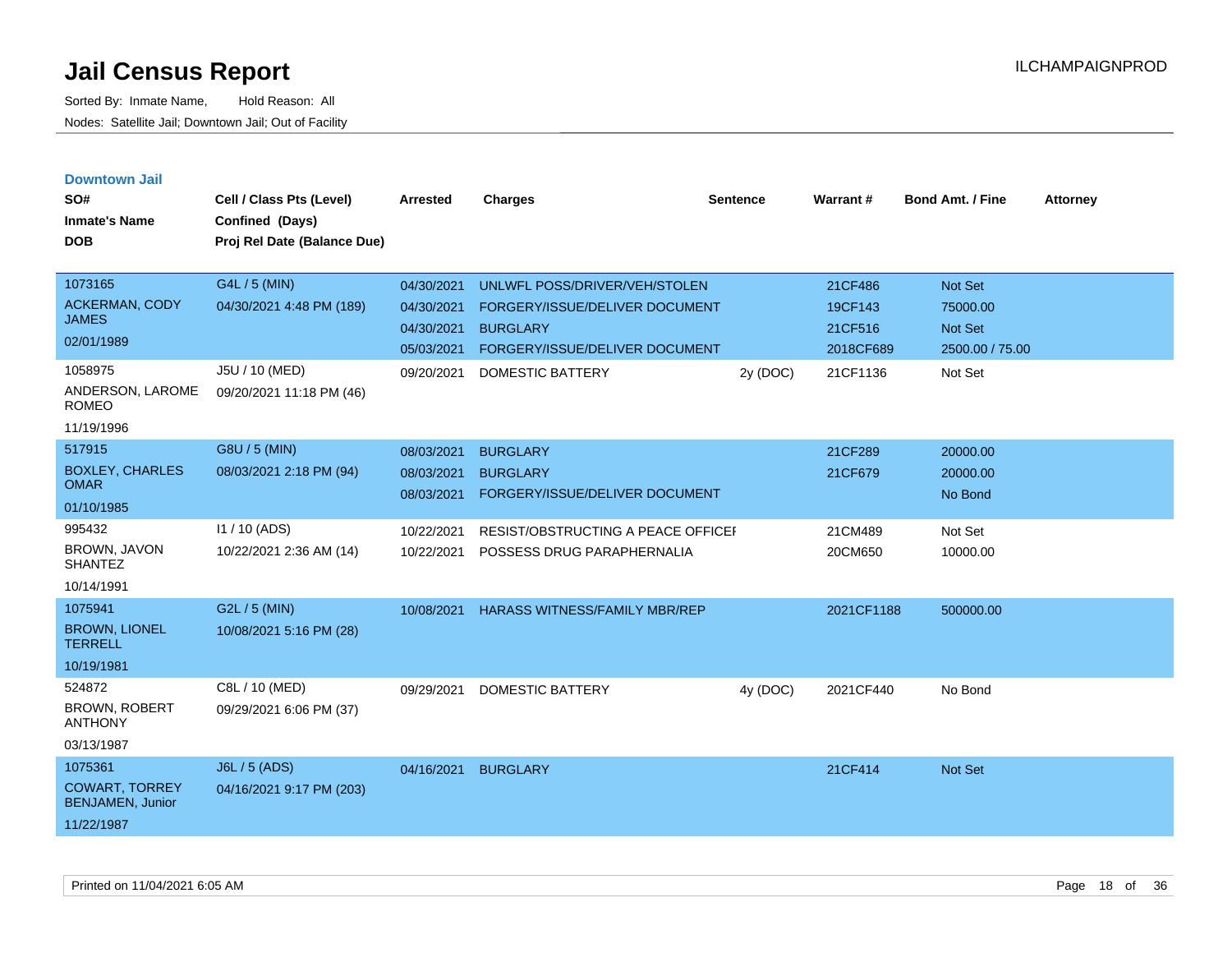# Jail Census Report

Sorted By: Inmate Name, Hold Reason: All

Nodes: Satellite Jail; Downtown Jail; Out of Facility

ILCHAMPAIGNPROD

## Downtown Jail

| SO# / Inmate's Name / DOB | Cell / Class Pts (Level) / Confined (Days) / Proj Rel Date (Balance Due) | Arrested | Charges | Sentence | Warrant # | Bond Amt. / Fine | Attorney |
|---|---|---|---|---|---|---|---|
| 1073165 ACKERMAN, CODY JAMES 02/01/1989 | G4L / 5 (MIN) 04/30/2021 4:48 PM (189) | 04/30/2021 | UNLWFL POSS/DRIVER/VEH/STOLEN | | 21CF486 | Not Set | |
| | | 04/30/2021 | FORGERY/ISSUE/DELIVER DOCUMENT | | 19CF143 | 75000.00 | |
| | | 04/30/2021 | BURGLARY | | 21CF516 | Not Set | |
| | | 05/03/2021 | FORGERY/ISSUE/DELIVER DOCUMENT | | 2018CF689 | 2500.00 / 75.00 | |
| 1058975 ANDERSON, LAROME ROMEO 11/19/1996 | J5U / 10 (MED) 09/20/2021 11:18 PM (46) | 09/20/2021 | DOMESTIC BATTERY | 2y (DOC) | 21CF1136 | Not Set | |
| 517915 BOXLEY, CHARLES OMAR 01/10/1985 | G8U / 5 (MIN) 08/03/2021 2:18 PM (94) | 08/03/2021 | BURGLARY | | 21CF289 | 20000.00 | |
| | | 08/03/2021 | BURGLARY | | 21CF679 | 20000.00 | |
| | | 08/03/2021 | FORGERY/ISSUE/DELIVER DOCUMENT | | | No Bond | |
| 995432 BROWN, JAVON SHANTEZ 10/14/1991 | I1 / 10 (ADS) 10/22/2021 2:36 AM (14) | 10/22/2021 | RESIST/OBSTRUCTING A PEACE OFFICEI | | 21CM489 | Not Set | |
| | | 10/22/2021 | POSSESS DRUG PARAPHERNALIA | | 20CM650 | 10000.00 | |
| 1075941 BROWN, LIONEL TERRELL 10/19/1981 | G2L / 5 (MIN) 10/08/2021 5:16 PM (28) | 10/08/2021 | HARASS WITNESS/FAMILY MBR/REP | | 2021CF1188 | 500000.00 | |
| 524872 BROWN, ROBERT ANTHONY 03/13/1987 | C8L / 10 (MED) 09/29/2021 6:06 PM (37) | 09/29/2021 | DOMESTIC BATTERY | 4y (DOC) | 2021CF440 | No Bond | |
| 1075361 COWART, TORREY BENJAMEN, Junior 11/22/1987 | J6L / 5 (ADS) 04/16/2021 9:17 PM (203) | 04/16/2021 | BURGLARY | | 21CF414 | Not Set | |

Printed on 11/04/2021 6:05 AM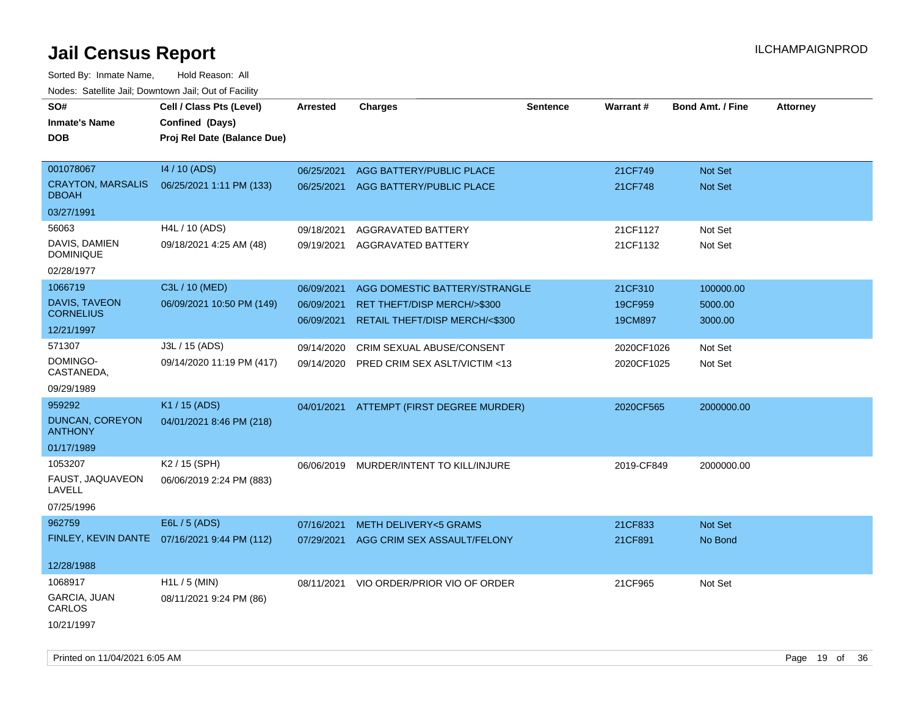# Jail Census Report

Sorted By: Inmate Name, Hold Reason: All

Nodes: Satellite Jail; Downtown Jail; Out of Facility

ILCHAMPAIGNPROD

| SO# / Inmate's Name / DOB | Cell / Class Pts (Level) / Confined (Days) / Proj Rel Date (Balance Due) | Arrested | Charges | Sentence | Warrant # | Bond Amt. / Fine | Attorney |
|---|---|---|---|---|---|---|---|
| 001078067<br>CRAYTON, MARSALIS DBOAH<br>03/27/1991 | I4 / 10 (ADS)<br>06/25/2021 1:11 PM (133) | 06/25/2021<br>06/25/2021 | AGG BATTERY/PUBLIC PLACE<br>AGG BATTERY/PUBLIC PLACE | | 21CF749<br>21CF748 | Not Set<br>Not Set | |
| 56063<br>DAVIS, DAMIEN DOMINIQUE<br>02/28/1977 | H4L / 10 (ADS)<br>09/18/2021 4:25 AM (48) | 09/18/2021<br>09/19/2021 | AGGRAVATED BATTERY<br>AGGRAVATED BATTERY | | 21CF1127<br>21CF1132 | Not Set<br>Not Set | |
| 1066719<br>DAVIS, TAVEON CORNELIUS<br>12/21/1997 | C3L / 10 (MED)<br>06/09/2021 10:50 PM (149) | 06/09/2021<br>06/09/2021<br>06/09/2021 | AGG DOMESTIC BATTERY/STRANGLE<br>RET THEFT/DISP MERCH/>$300<br>RETAIL THEFT/DISP MERCH/<$300 | | 21CF310<br>19CF959<br>19CM897 | 100000.00<br>5000.00<br>3000.00 | |
| 571307<br>DOMINGO-CASTANEDA,<br>09/29/1989 | J3L / 15 (ADS)<br>09/14/2020 11:19 PM (417) | 09/14/2020<br>09/14/2020 | CRIM SEXUAL ABUSE/CONSENT<br>PRED CRIM SEX ASLT/VICTIM <13 | | 2020CF1026<br>2020CF1025 | Not Set<br>Not Set | |
| 959292<br>DUNCAN, COREYON ANTHONY<br>01/17/1989 | K1 / 15 (ADS)<br>04/01/2021 8:46 PM (218) | 04/01/2021 | ATTEMPT (FIRST DEGREE MURDER) | | 2020CF565 | 2000000.00 | |
| 1053207<br>FAUST, JAQUAVEON LAVELL<br>07/25/1996 | K2 / 15 (SPH)<br>06/06/2019 2:24 PM (883) | 06/06/2019 | MURDER/INTENT TO KILL/INJURE | | 2019-CF849 | 2000000.00 | |
| 962759<br>FINLEY, KEVIN DANTE<br>12/28/1988 | E6L / 5 (ADS)<br>07/16/2021 9:44 PM (112) | 07/16/2021<br>07/29/2021 | METH DELIVERY<5 GRAMS<br>AGG CRIM SEX ASSAULT/FELONY | | 21CF833<br>21CF891 | Not Set<br>No Bond | |
| 1068917<br>GARCIA, JUAN CARLOS<br>10/21/1997 | H1L / 5 (MIN)<br>08/11/2021 9:24 PM (86) | 08/11/2021 | VIO ORDER/PRIOR VIO OF ORDER | | 21CF965 | Not Set | |

Printed on 11/04/2021 6:05 AM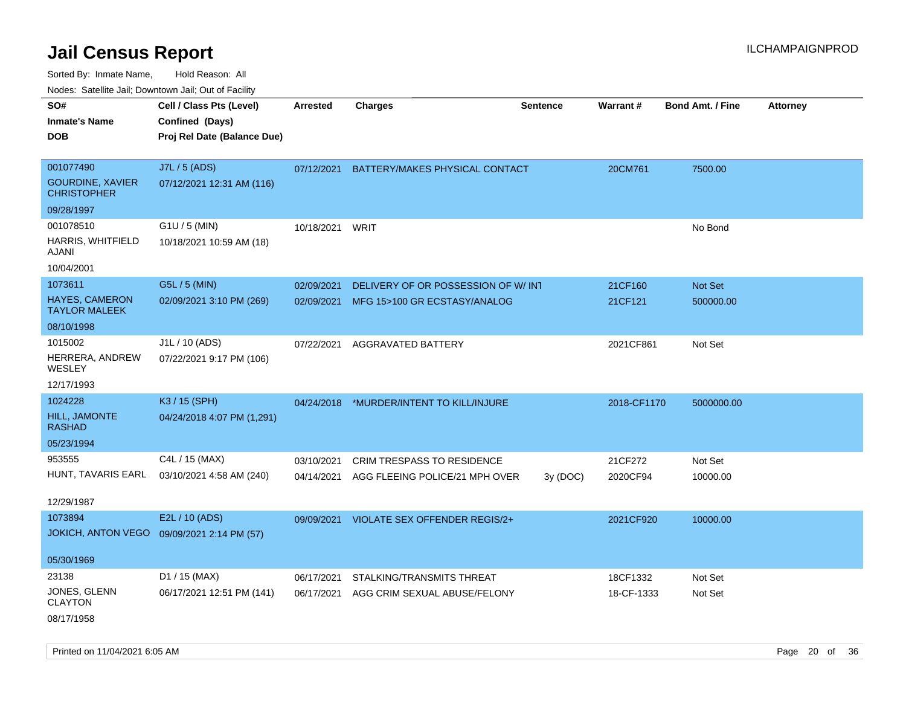# Jail Census Report

ILCHAMPAIGNPROD

Sorted By: Inmate Name, Hold Reason: All

Nodes: Satellite Jail; Downtown Jail; Out of Facility

| SO# / Inmate's Name / DOB | Cell / Class Pts (Level) / Confined (Days) / Proj Rel Date (Balance Due) | Arrested | Charges | Sentence | Warrant # | Bond Amt. / Fine | Attorney |
|---|---|---|---|---|---|---|---|
| 001077490<br>GOURDINE, XAVIER CHRISTOPHER<br>09/28/1997 | J7L / 5 (ADS)<br>07/12/2021 12:31 AM (116) | 07/12/2021 | BATTERY/MAKES PHYSICAL CONTACT | | 20CM761 | 7500.00 | |
| 001078510<br>HARRIS, WHITFIELD AJANI<br>10/04/2001 | G1U / 5 (MIN)<br>10/18/2021 10:59 AM (18) | 10/18/2021 | WRIT | | | No Bond | |
| 1073611<br>HAYES, CAMERON TAYLOR MALEEK<br>08/10/1998 | G5L / 5 (MIN)<br>02/09/2021 3:10 PM (269) | 02/09/2021 | DELIVERY OF OR POSSESSION OF W/ INT | | 21CF160 | Not Set | |
| | | 02/09/2021 | MFG 15>100 GR ECSTASY/ANALOG | | 21CF121 | 500000.00 | |
| 1015002<br>HERRERA, ANDREW WESLEY<br>12/17/1993 | J1L / 10 (ADS)<br>07/22/2021 9:17 PM (106) | 07/22/2021 | AGGRAVATED BATTERY | | 2021CF861 | Not Set | |
| 1024228<br>HILL, JAMONTE RASHAD<br>05/23/1994 | K3 / 15 (SPH)<br>04/24/2018 4:07 PM (1,291) | 04/24/2018 | *MURDER/INTENT TO KILL/INJURE | | 2018-CF1170 | 5000000.00 | |
| 953555<br>HUNT, TAVARIS EARL<br>12/29/1987 | C4L / 15 (MAX)<br>03/10/2021 4:58 AM (240) | 03/10/2021 | CRIM TRESPASS TO RESIDENCE | | 21CF272 | Not Set | |
| | | 04/14/2021 | AGG FLEEING POLICE/21 MPH OVER | 3y (DOC) | 2020CF94 | 10000.00 | |
| 1073894<br>JOKICH, ANTON VEGO<br>05/30/1969 | E2L / 10 (ADS)<br>09/09/2021 2:14 PM (57) | 09/09/2021 | VIOLATE SEX OFFENDER REGIS/2+ | | 2021CF920 | 10000.00 | |
| 23138<br>JONES, GLENN CLAYTON<br>08/17/1958 | D1 / 15 (MAX)<br>06/17/2021 12:51 PM (141) | 06/17/2021 | STALKING/TRANSMITS THREAT | | 18CF1332 | Not Set | |
| | | 06/17/2021 | AGG CRIM SEXUAL ABUSE/FELONY | | 18-CF-1333 | Not Set | |

Printed on 11/04/2021 6:05 AM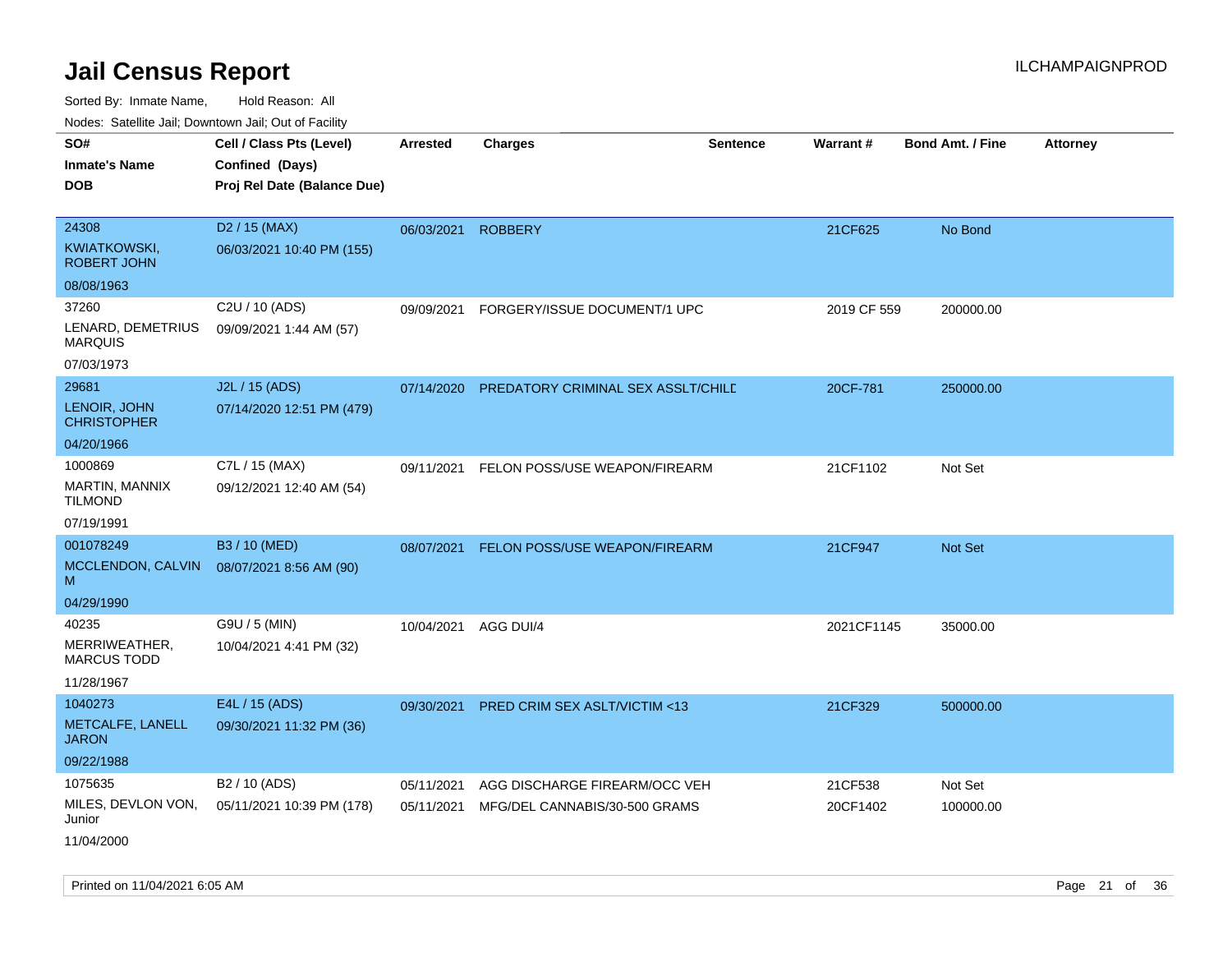# Jail Census Report

Sorted By: Inmate Name, Hold Reason: All

Nodes: Satellite Jail; Downtown Jail; Out of Facility

| SO# / Inmate's Name / DOB | Cell / Class Pts (Level) / Confined (Days) / Proj Rel Date (Balance Due) | Arrested | Charges | Sentence | Warrant # | Bond Amt. / Fine | Attorney |
|---|---|---|---|---|---|---|---|
| 24308<br>KWIATKOWSKI, ROBERT JOHN<br>08/08/1963 | D2 / 15 (MAX)<br>06/03/2021 10:40 PM (155) | 06/03/2021 | ROBBERY | | 21CF625 | No Bond | |
| 37260<br>LENARD, DEMETRIUS MARQUIS<br>07/03/1973 | C2U / 10 (ADS)<br>09/09/2021 1:44 AM (57) | 09/09/2021 | FORGERY/ISSUE DOCUMENT/1 UPC | | 2019 CF 559 | 200000.00 | |
| 29681<br>LENOIR, JOHN CHRISTOPHER<br>04/20/1966 | J2L / 15 (ADS)<br>07/14/2020 12:51 PM (479) | 07/14/2020 | PREDATORY CRIMINAL SEX ASSLT/CHILD | | 20CF-781 | 250000.00 | |
| 1000869<br>MARTIN, MANNIX TILMOND<br>07/19/1991 | C7L / 15 (MAX)<br>09/12/2021 12:40 AM (54) | 09/11/2021 | FELON POSS/USE WEAPON/FIREARM | | 21CF1102 | Not Set | |
| 001078249<br>MCCLENDON, CALVIN M<br>04/29/1990 | B3 / 10 (MED)<br>08/07/2021 8:56 AM (90) | 08/07/2021 | FELON POSS/USE WEAPON/FIREARM | | 21CF947 | Not Set | |
| 40235<br>MERRIWEATHER, MARCUS TODD<br>11/28/1967 | G9U / 5 (MIN)<br>10/04/2021 4:41 PM (32) | 10/04/2021 | AGG DUI/4 | | 2021CF1145 | 35000.00 | |
| 1040273<br>METCALFE, LANELL JARON<br>09/22/1988 | E4L / 15 (ADS)<br>09/30/2021 11:32 PM (36) | 09/30/2021 | PRED CRIM SEX ASLT/VICTIM <13 | | 21CF329 | 500000.00 | |
| 1075635<br>MILES, DEVLON VON, Junior<br>11/04/2000 | B2 / 10 (ADS)<br>05/11/2021 10:39 PM (178) | 05/11/2021<br>05/11/2021 | AGG DISCHARGE FIREARM/OCC VEH<br>MFG/DEL CANNABIS/30-500 GRAMS | | 21CF538<br>20CF1402 | Not Set<br>100000.00 | |

Printed on 11/04/2021 6:05 AM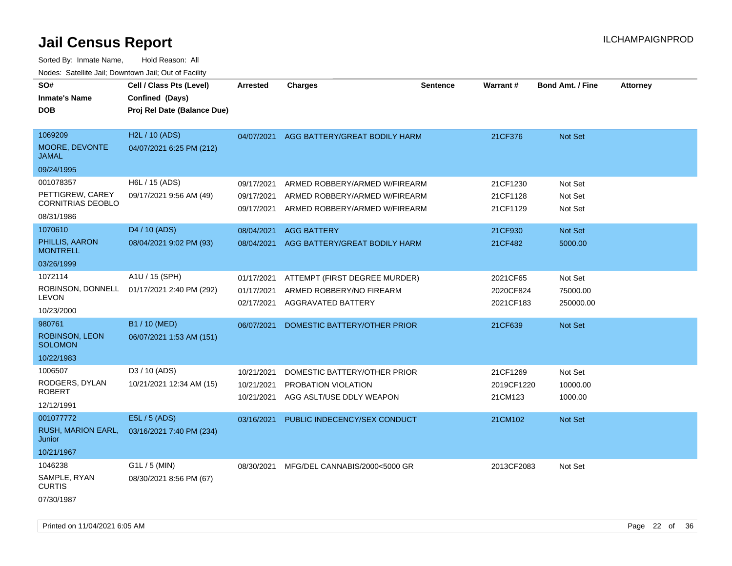# Jail Census Report

ILCHAMPAIGNPROD

Sorted By: Inmate Name, Hold Reason: All

Nodes: Satellite Jail; Downtown Jail; Out of Facility

| SO# / Inmate's Name / DOB | Cell / Class Pts (Level) / Confined (Days) / Proj Rel Date (Balance Due) | Arrested | Charges | Sentence | Warrant # | Bond Amt. / Fine | Attorney |
|---|---|---|---|---|---|---|---|
| 1069209<br>MOORE, DEVONTE JAMAL<br>09/24/1995 | H2L / 10 (ADS)<br>04/07/2021 6:25 PM (212) | 04/07/2021 | AGG BATTERY/GREAT BODILY HARM | | 21CF376 | Not Set | |
| 001078357<br>PETTIGREW, CAREY CORNITRIAS DEOBLO<br>08/31/1986 | H6L / 15 (ADS)<br>09/17/2021 9:56 AM (49) | 09/17/2021 | ARMED ROBBERY/ARMED W/FIREARM | | 21CF1230 | Not Set | |
| | | 09/17/2021 | ARMED ROBBERY/ARMED W/FIREARM | | 21CF1128 | Not Set | |
| | | 09/17/2021 | ARMED ROBBERY/ARMED W/FIREARM | | 21CF1129 | Not Set | |
| 1070610<br>PHILLIS, AARON MONTRELL<br>03/26/1999 | D4 / 10 (ADS)<br>08/04/2021 9:02 PM (93) | 08/04/2021 | AGG BATTERY | | 21CF930 | Not Set | |
| | | 08/04/2021 | AGG BATTERY/GREAT BODILY HARM | | 21CF482 | 5000.00 | |
| 1072114<br>ROBINSON, DONNELL LEVON<br>10/23/2000 | A1U / 15 (SPH)<br>01/17/2021 2:40 PM (292) | 01/17/2021 | ATTEMPT (FIRST DEGREE MURDER) | | 2021CF65 | Not Set | |
| | | 01/17/2021 | ARMED ROBBERY/NO FIREARM | | 2020CF824 | 75000.00 | |
| | | 02/17/2021 | AGGRAVATED BATTERY | | 2021CF183 | 250000.00 | |
| 980761<br>ROBINSON, LEON SOLOMON<br>10/22/1983 | B1 / 10 (MED)<br>06/07/2021 1:53 AM (151) | 06/07/2021 | DOMESTIC BATTERY/OTHER PRIOR | | 21CF639 | Not Set | |
| 1006507<br>RODGERS, DYLAN ROBERT<br>12/12/1991 | D3 / 10 (ADS)<br>10/21/2021 12:34 AM (15) | 10/21/2021 | DOMESTIC BATTERY/OTHER PRIOR | | 21CF1269 | Not Set | |
| | | 10/21/2021 | PROBATION VIOLATION | | 2019CF1220 | 10000.00 | |
| | | 10/21/2021 | AGG ASLT/USE DDLY WEAPON | | 21CM123 | 1000.00 | |
| 001077772<br>RUSH, MARION EARL, Junior<br>10/21/1967 | E5L / 5 (ADS)<br>03/16/2021 7:40 PM (234) | 03/16/2021 | PUBLIC INDECENCY/SEX CONDUCT | | 21CM102 | Not Set | |
| 1046238<br>SAMPLE, RYAN CURTIS<br>07/30/1987 | G1L / 5 (MIN)<br>08/30/2021 8:56 PM (67) | 08/30/2021 | MFG/DEL CANNABIS/2000<5000 GR | | 2013CF2083 | Not Set | |

Printed on 11/04/2021 6:05 AM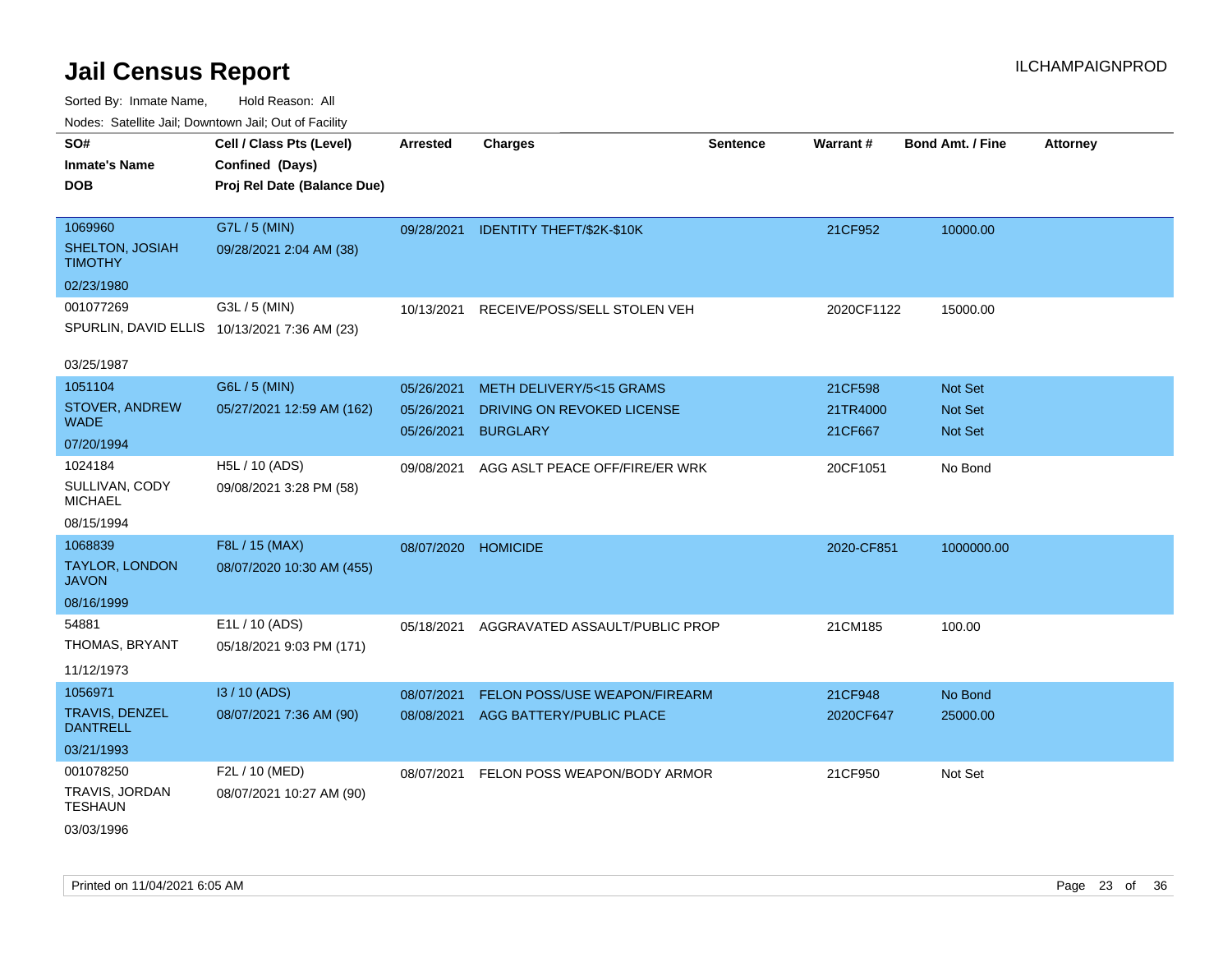# Jail Census Report

ILCHAMPAIGNPROD

Sorted By: Inmate Name, Hold Reason: All

Nodes: Satellite Jail; Downtown Jail; Out of Facility

| SO# / Inmate's Name / DOB | Cell / Class Pts (Level) / Confined (Days) / Proj Rel Date (Balance Due) | Arrested | Charges | Sentence | Warrant # | Bond Amt. / Fine | Attorney |
|---|---|---|---|---|---|---|---|
| 1069960<br>SHELTON, JOSIAH TIMOTHY<br>02/23/1980 | G7L / 5 (MIN)<br>09/28/2021 2:04 AM (38) | 09/28/2021 | IDENTITY THEFT/$2K-$10K | | 21CF952 | 10000.00 | |
| 001077269<br>SPURLIN, DAVID ELLIS<br>03/25/1987 | G3L / 5 (MIN)<br>10/13/2021 7:36 AM (23) | 10/13/2021 | RECEIVE/POSS/SELL STOLEN VEH | | 2020CF1122 | 15000.00 | |
| 1051104<br>STOVER, ANDREW WADE<br>07/20/1994 | G6L / 5 (MIN)<br>05/27/2021 12:59 AM (162) | 05/26/2021<br>05/26/2021<br>05/26/2021 | METH DELIVERY/5<15 GRAMS<br>DRIVING ON REVOKED LICENSE<br>BURGLARY | | 21CF598<br>21TR4000<br>21CF667 | Not Set<br>Not Set<br>Not Set | |
| 1024184<br>SULLIVAN, CODY MICHAEL<br>08/15/1994 | H5L / 10 (ADS)<br>09/08/2021 3:28 PM (58) | 09/08/2021 | AGG ASLT PEACE OFF/FIRE/ER WRK | | 20CF1051 | No Bond | |
| 1068839<br>TAYLOR, LONDON JAVON<br>08/16/1999 | F8L / 15 (MAX)<br>08/07/2020 10:30 AM (455) | 08/07/2020 | HOMICIDE | | 2020-CF851 | 1000000.00 | |
| 54881<br>THOMAS, BRYANT<br>11/12/1973 | E1L / 10 (ADS)<br>05/18/2021 9:03 PM (171) | 05/18/2021 | AGGRAVATED ASSAULT/PUBLIC PROP | | 21CM185 | 100.00 | |
| 1056971<br>TRAVIS, DENZEL DANTRELL<br>03/21/1993 | I3 / 10 (ADS)<br>08/07/2021 7:36 AM (90) | 08/07/2021<br>08/08/2021 | FELON POSS/USE WEAPON/FIREARM<br>AGG BATTERY/PUBLIC PLACE | | 21CF948<br>2020CF647 | No Bond<br>25000.00 | |
| 001078250<br>TRAVIS, JORDAN TESHAUN<br>03/03/1996 | F2L / 10 (MED)<br>08/07/2021 10:27 AM (90) | 08/07/2021 | FELON POSS WEAPON/BODY ARMOR | | 21CF950 | Not Set | |

Printed on 11/04/2021 6:05 AM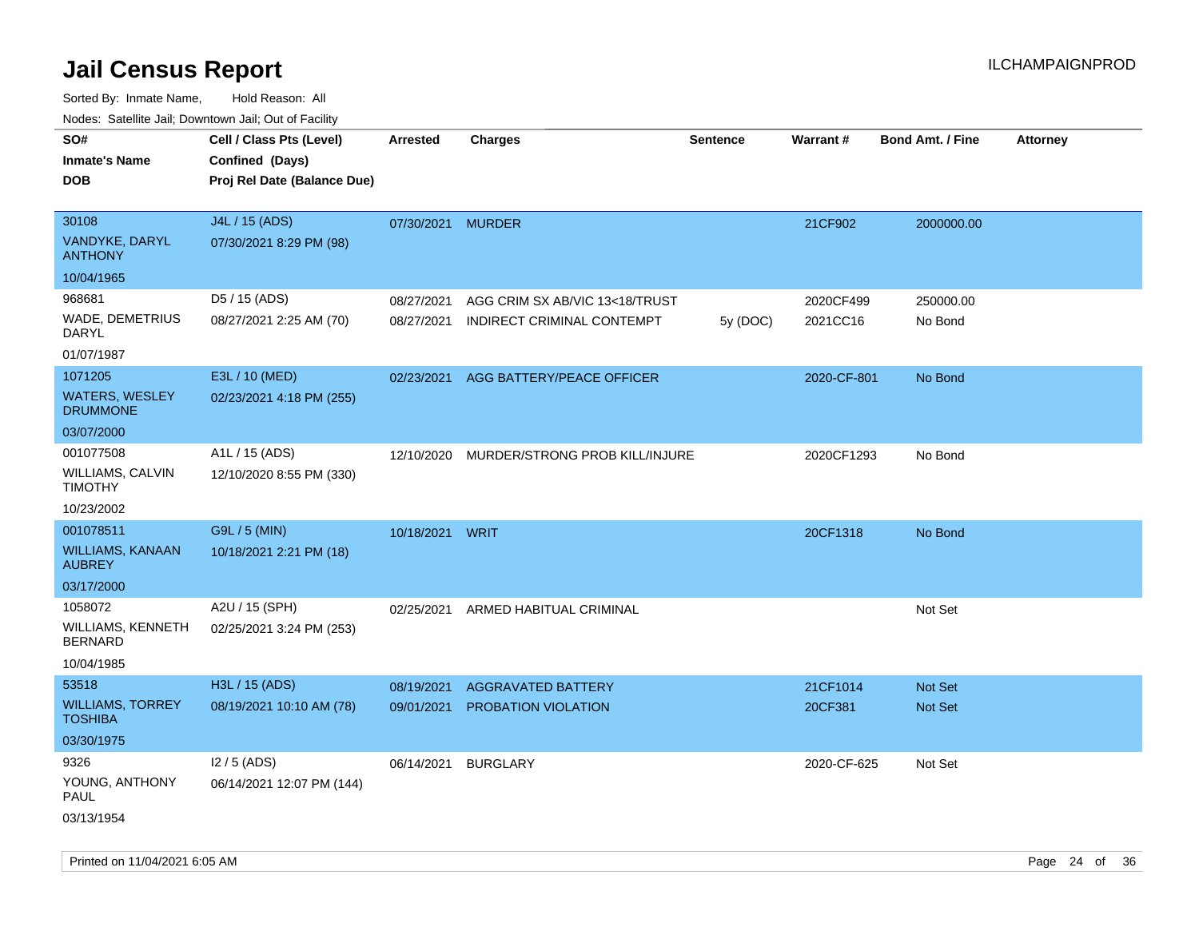# Jail Census Report

ILCHAMPAIGNPROD

Sorted By: Inmate Name, Hold Reason: All

Nodes: Satellite Jail; Downtown Jail; Out of Facility

| SO# / Inmate's Name / DOB | Cell / Class Pts (Level) / Confined (Days) / Proj Rel Date (Balance Due) | Arrested | Charges | Sentence | Warrant # | Bond Amt. / Fine | Attorney |
|---|---|---|---|---|---|---|---|
| 30108<br>VANDYKE, DARYL ANTHONY<br>10/04/1965 | J4L / 15 (ADS)<br>07/30/2021 8:29 PM (98) | 07/30/2021 | MURDER | | 21CF902 | 2000000.00 | |
| 968681<br>WADE, DEMETRIUS DARYL<br>01/07/1987 | D5 / 15 (ADS)<br>08/27/2021 2:25 AM (70) | 08/27/2021 | AGG CRIM SX AB/VIC 13<18/TRUST | | 2020CF499 | 250000.00 | |
| | | 08/27/2021 | INDIRECT CRIMINAL CONTEMPT | 5y (DOC) | 2021CC16 | No Bond | |
| 1071205<br>WATERS, WESLEY DRUMMONE<br>03/07/2000 | E3L / 10 (MED)<br>02/23/2021 4:18 PM (255) | 02/23/2021 | AGG BATTERY/PEACE OFFICER | | 2020-CF-801 | No Bond | |
| 001077508<br>WILLIAMS, CALVIN TIMOTHY<br>10/23/2002 | A1L / 15 (ADS)<br>12/10/2020 8:55 PM (330) | 12/10/2020 | MURDER/STRONG PROB KILL/INJURE | | 2020CF1293 | No Bond | |
| 001078511<br>WILLIAMS, KANAAN AUBREY<br>03/17/2000 | G9L / 5 (MIN)<br>10/18/2021 2:21 PM (18) | 10/18/2021 | WRIT | | 20CF1318 | No Bond | |
| 1058072<br>WILLIAMS, KENNETH BERNARD<br>10/04/1985 | A2U / 15 (SPH)<br>02/25/2021 3:24 PM (253) | 02/25/2021 | ARMED HABITUAL CRIMINAL | | | Not Set | |
| 53518<br>WILLIAMS, TORREY TOSHIBA<br>03/30/1975 | H3L / 15 (ADS)<br>08/19/2021 10:10 AM (78) | 08/19/2021 | AGGRAVATED BATTERY | | 21CF1014 | Not Set | |
| | | 09/01/2021 | PROBATION VIOLATION | | 20CF381 | Not Set | |
| 9326<br>YOUNG, ANTHONY PAUL<br>03/13/1954 | I2 / 5 (ADS)<br>06/14/2021 12:07 PM (144) | 06/14/2021 | BURGLARY | | 2020-CF-625 | Not Set | |

Printed on 11/04/2021 6:05 AM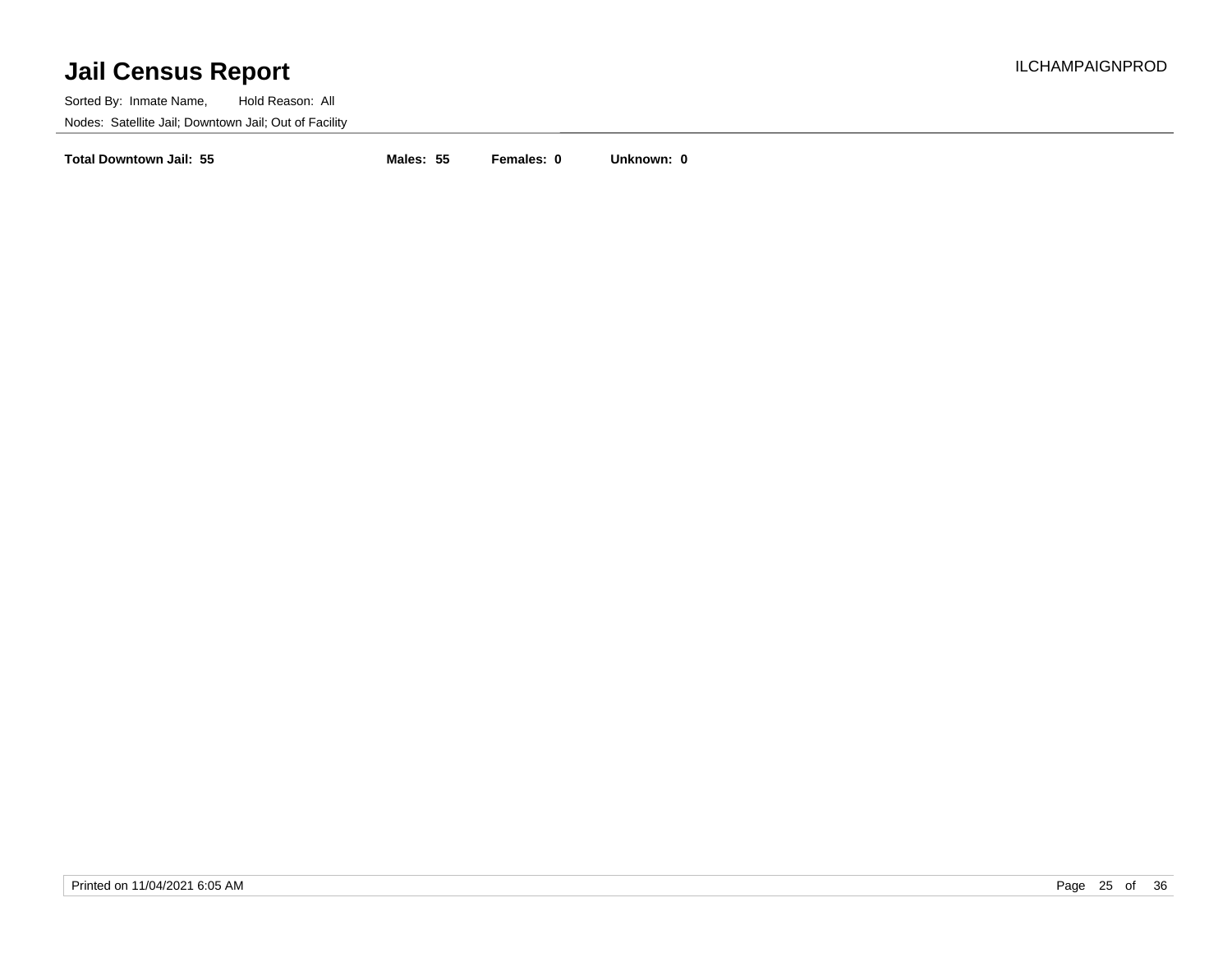# Jail Census Report

ILCHAMPAIGNPROD

Sorted By: Inmate Name, Hold Reason: All

Nodes: Satellite Jail; Downtown Jail; Out of Facility

**Total Downtown Jail: 55** **Males: 55** **Females: 0** **Unknown: 0**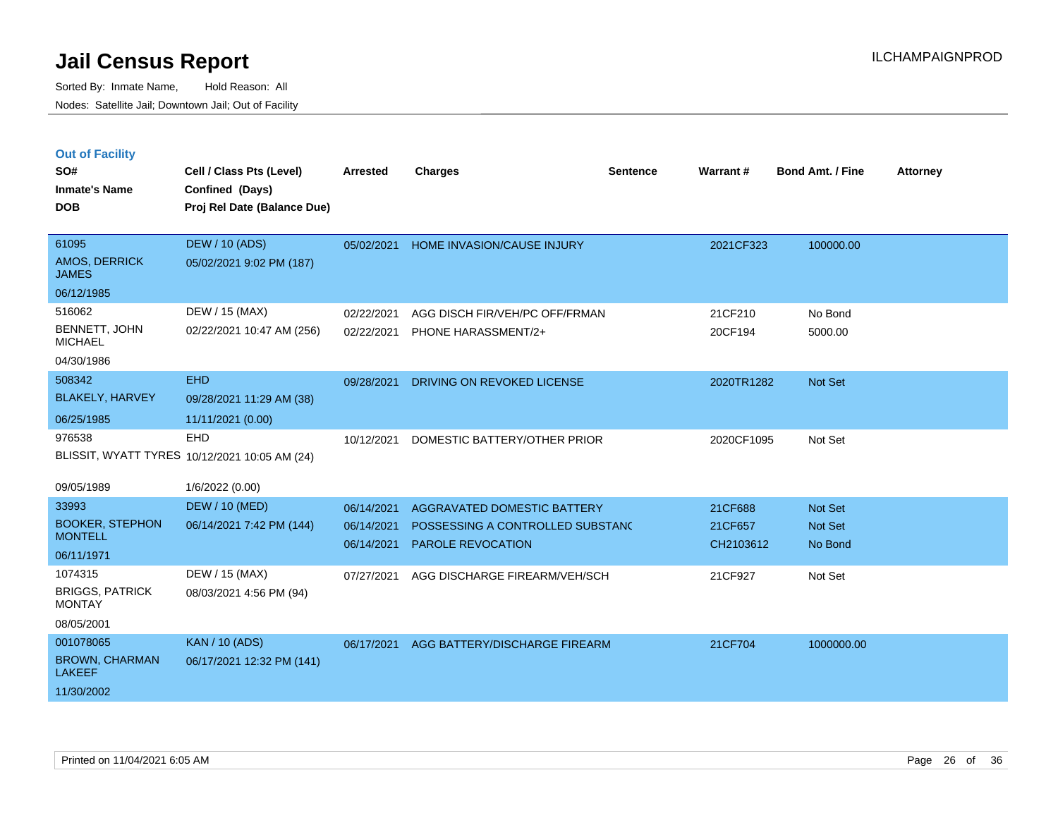# Jail Census Report

Sorted By: Inmate Name, Hold Reason: All

Nodes: Satellite Jail; Downtown Jail; Out of Facility

ILCHAMPAIGNPROD

## Out of Facility

| SO# / Inmate's Name / DOB | Cell / Class Pts (Level) / Confined (Days) / Proj Rel Date (Balance Due) | Arrested | Charges | Sentence | Warrant # | Bond Amt. / Fine | Attorney |
|---|---|---|---|---|---|---|---|
| 61095<br>AMOS, DERRICK JAMES<br>06/12/1985 | DEW / 10 (ADS)<br>05/02/2021 9:02 PM (187) | 05/02/2021 | HOME INVASION/CAUSE INJURY | | 2021CF323 | 100000.00 | |
| 516062<br>BENNETT, JOHN MICHAEL<br>04/30/1986 | DEW / 15 (MAX)<br>02/22/2021 10:47 AM (256) | 02/22/2021<br>02/22/2021 | AGG DISCH FIR/VEH/PC OFF/FRMAN<br>PHONE HARASSMENT/2+ | | 21CF210<br>20CF194 | No Bond<br>5000.00 | |
| 508342<br>BLAKELY, HARVEY<br>06/25/1985 | EHD<br>09/28/2021 11:29 AM (38)<br>11/11/2021 (0.00) | 09/28/2021 | DRIVING ON REVOKED LICENSE | | 2020TR1282 | Not Set | |
| 976538<br>BLISSIT, WYATT TYRES<br>09/05/1989 | EHD<br>10/12/2021 10:05 AM (24)<br>1/6/2022 (0.00) | 10/12/2021 | DOMESTIC BATTERY/OTHER PRIOR | | 2020CF1095 | Not Set | |
| 33993<br>BOOKER, STEPHON MONTELL<br>06/11/1971 | DEW / 10 (MED)<br>06/14/2021 7:42 PM (144) | 06/14/2021<br>06/14/2021<br>06/14/2021 | AGGRAVATED DOMESTIC BATTERY<br>POSSESSING A CONTROLLED SUBSTANC<br>PAROLE REVOCATION | | 21CF688<br>21CF657<br>CH2103612 | Not Set<br>Not Set<br>No Bond | |
| 1074315<br>BRIGGS, PATRICK MONTAY<br>08/05/2001 | DEW / 15 (MAX)<br>08/03/2021 4:56 PM (94) | 07/27/2021 | AGG DISCHARGE FIREARM/VEH/SCH | | 21CF927 | Not Set | |
| 001078065<br>BROWN, CHARMAN LAKEEF<br>11/30/2002 | KAN / 10 (ADS)<br>06/17/2021 12:32 PM (141) | 06/17/2021 | AGG BATTERY/DISCHARGE FIREARM | | 21CF704 | 1000000.00 | |

Printed on 11/04/2021 6:05 AM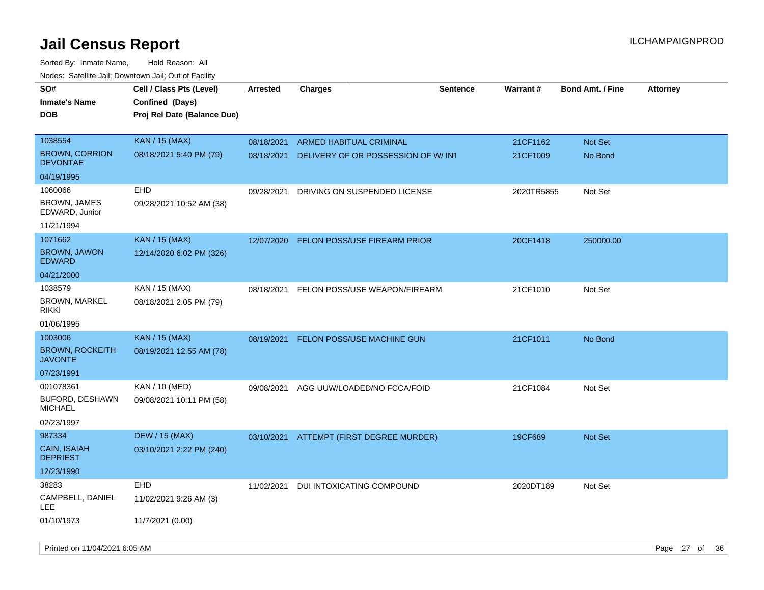# Jail Census Report

ILCHAMPAIGNPROD

Sorted By: Inmate Name, Hold Reason: All

Nodes: Satellite Jail; Downtown Jail; Out of Facility

| SO# / Inmate's Name / DOB | Cell / Class Pts (Level) / Confined (Days) / Proj Rel Date (Balance Due) | Arrested | Charges | Sentence | Warrant # | Bond Amt. / Fine | Attorney |
|---|---|---|---|---|---|---|---|
| 1038554<br>BROWN, CORRION DEVONTAE<br>04/19/1995 | KAN / 15 (MAX)<br>08/18/2021 5:40 PM (79) | 08/18/2021 | ARMED HABITUAL CRIMINAL | | 21CF1162 | Not Set | |
| | | 08/18/2021 | DELIVERY OF OR POSSESSION OF W/ INT | | 21CF1009 | No Bond | |
| 1060066<br>BROWN, JAMES EDWARD, Junior<br>11/21/1994 | EHD<br>09/28/2021 10:52 AM (38) | 09/28/2021 | DRIVING ON SUSPENDED LICENSE | | 2020TR5855 | Not Set | |
| 1071662<br>BROWN, JAWON EDWARD<br>04/21/2000 | KAN / 15 (MAX)<br>12/14/2020 6:02 PM (326) | 12/07/2020 | FELON POSS/USE FIREARM PRIOR | | 20CF1418 | 250000.00 | |
| 1038579<br>BROWN, MARKEL RIKKI<br>01/06/1995 | KAN / 15 (MAX)<br>08/18/2021 2:05 PM (79) | 08/18/2021 | FELON POSS/USE WEAPON/FIREARM | | 21CF1010 | Not Set | |
| 1003006<br>BROWN, ROCKEITH JAVONTE<br>07/23/1991 | KAN / 15 (MAX)<br>08/19/2021 12:55 AM (78) | 08/19/2021 | FELON POSS/USE MACHINE GUN | | 21CF1011 | No Bond | |
| 001078361<br>BUFORD, DESHAWN MICHAEL<br>02/23/1997 | KAN / 10 (MED)<br>09/08/2021 10:11 PM (58) | 09/08/2021 | AGG UUW/LOADED/NO FCCA/FOID | | 21CF1084 | Not Set | |
| 987334<br>CAIN, ISAIAH DEPRIEST<br>12/23/1990 | DEW / 15 (MAX)<br>03/10/2021 2:22 PM (240) | 03/10/2021 | ATTEMPT (FIRST DEGREE MURDER) | | 19CF689 | Not Set | |
| 38283<br>CAMPBELL, DANIEL LEE<br>01/10/1973 | EHD<br>11/02/2021 9:26 AM (3)<br>11/7/2021 (0.00) | 11/02/2021 | DUI INTOXICATING COMPOUND | | 2020DT189 | Not Set | |

Printed on 11/04/2021 6:05 AM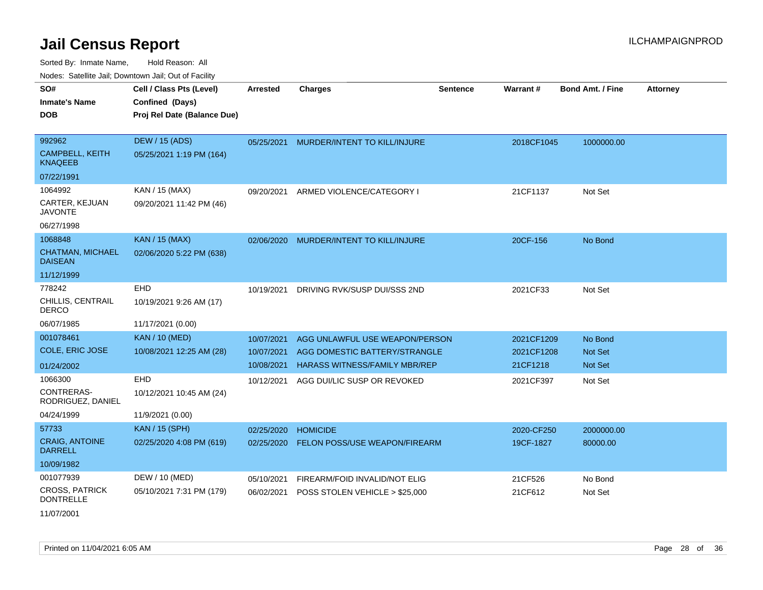# Jail Census Report

ILCHAMPAIGNPROD

Sorted By: Inmate Name, Hold Reason: All

Nodes: Satellite Jail; Downtown Jail; Out of Facility

| SO# / Inmate's Name / DOB | Cell / Class Pts (Level) / Confined (Days) / Proj Rel Date (Balance Due) | Arrested | Charges | Sentence | Warrant # | Bond Amt. / Fine | Attorney |
|---|---|---|---|---|---|---|---|
| 992962<br>CAMPBELL, KEITH KNAQEEB<br>07/22/1991 | DEW / 15 (ADS)<br>05/25/2021 1:19 PM (164) | 05/25/2021 | MURDER/INTENT TO KILL/INJURE | | 2018CF1045 | 1000000.00 | |
| 1064992<br>CARTER, KEJUAN JAVONTE<br>06/27/1998 | KAN / 15 (MAX)<br>09/20/2021 11:42 PM (46) | 09/20/2021 | ARMED VIOLENCE/CATEGORY I | | 21CF1137 | Not Set | |
| 1068848<br>CHATMAN, MICHAEL DAISEAN<br>11/12/1999 | KAN / 15 (MAX)<br>02/06/2020 5:22 PM (638) | 02/06/2020 | MURDER/INTENT TO KILL/INJURE | | 20CF-156 | No Bond | |
| 778242<br>CHILLIS, CENTRAIL DERCO<br>06/07/1985 | EHD<br>10/19/2021 9:26 AM (17)<br>11/17/2021 (0.00) | 10/19/2021 | DRIVING RVK/SUSP DUI/SSS 2ND | | 2021CF33 | Not Set | |
| 001078461<br>COLE, ERIC JOSE<br>01/24/2002 | KAN / 10 (MED)<br>10/08/2021 12:25 AM (28) | 10/07/2021<br>10/07/2021<br>10/08/2021 | AGG UNLAWFUL USE WEAPON/PERSON<br>AGG DOMESTIC BATTERY/STRANGLE<br>HARASS WITNESS/FAMILY MBR/REP | | 2021CF1209<br>2021CF1208<br>21CF1218 | No Bond<br>Not Set<br>Not Set | |
| 1066300<br>CONTRERAS-RODRIGUEZ, DANIEL<br>04/24/1999 | EHD<br>10/12/2021 10:45 AM (24)<br>11/9/2021 (0.00) | 10/12/2021 | AGG DUI/LIC SUSP OR REVOKED | | 2021CF397 | Not Set | |
| 57733<br>CRAIG, ANTOINE DARRELL<br>10/09/1982 | KAN / 15 (SPH)<br>02/25/2020 4:08 PM (619) | 02/25/2020<br>02/25/2020 | HOMICIDE<br>FELON POSS/USE WEAPON/FIREARM | | 2020-CF250<br>19CF-1827 | 2000000.00<br>80000.00 | |
| 001077939<br>CROSS, PATRICK DONTRELLE<br>11/07/2001 | DEW / 10 (MED)<br>05/10/2021 7:31 PM (179) | 05/10/2021<br>06/02/2021 | FIREARM/FOID INVALID/NOT ELIG<br>POSS STOLEN VEHICLE > $25,000 | | 21CF526<br>21CF612 | No Bond<br>Not Set | |

Printed on 11/04/2021 6:05 AM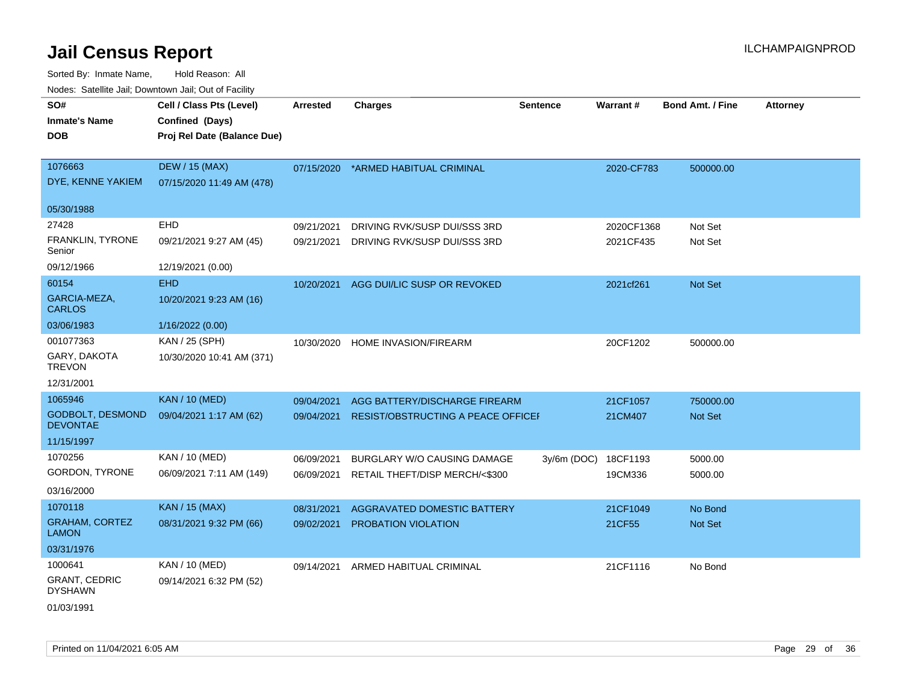# Jail Census Report

Sorted By: Inmate Name, Hold Reason: All

Nodes: Satellite Jail; Downtown Jail; Out of Facility

ILCHAMPAIGNPROD

| SO# / Inmate's Name / DOB | Cell / Class Pts (Level) / Confined (Days) / Proj Rel Date (Balance Due) | Arrested | Charges | Sentence | Warrant # | Bond Amt. / Fine | Attorney |
|---|---|---|---|---|---|---|---|
| 1076663<br>DYE, KENNE YAKIEM<br>05/30/1988 | DEW / 15 (MAX)<br>07/15/2020 11:49 AM (478) | 07/15/2020 | *ARMED HABITUAL CRIMINAL | | 2020-CF783 | 500000.00 | |
| 27428<br>FRANKLIN, TYRONE Senior<br>09/12/1966 | EHD<br>09/21/2021 9:27 AM (45)<br>12/19/2021 (0.00) | 09/21/2021<br>09/21/2021 | DRIVING RVK/SUSP DUI/SSS 3RD<br>DRIVING RVK/SUSP DUI/SSS 3RD | | 2020CF1368<br>2021CF435 | Not Set<br>Not Set | |
| 60154<br>GARCIA-MEZA, CARLOS<br>03/06/1983 | EHD<br>10/20/2021 9:23 AM (16)<br>1/16/2022 (0.00) | 10/20/2021 | AGG DUI/LIC SUSP OR REVOKED | | 2021cf261 | Not Set | |
| 001077363<br>GARY, DAKOTA TREVON<br>12/31/2001 | KAN / 25 (SPH)<br>10/30/2020 10:41 AM (371) | 10/30/2020 | HOME INVASION/FIREARM | | 20CF1202 | 500000.00 | |
| 1065946<br>GODBOLT, DESMOND DEVONTAE<br>11/15/1997 | KAN / 10 (MED)<br>09/04/2021 1:17 AM (62) | 09/04/2021<br>09/04/2021 | AGG BATTERY/DISCHARGE FIREARM<br>RESIST/OBSTRUCTING A PEACE OFFICER | | 21CF1057<br>21CM407 | 750000.00<br>Not Set | |
| 1070256<br>GORDON, TYRONE<br>03/16/2000 | KAN / 10 (MED)<br>06/09/2021 7:11 AM (149) | 06/09/2021<br>06/09/2021 | BURGLARY W/O CAUSING DAMAGE<br>RETAIL THEFT/DISP MERCH/<$300 | 3y/6m (DOC) | 18CF1193<br>19CM336 | 5000.00<br>5000.00 | |
| 1070118<br>GRAHAM, CORTEZ LAMON<br>03/31/1976 | KAN / 15 (MAX)<br>08/31/2021 9:32 PM (66) | 08/31/2021<br>09/02/2021 | AGGRAVATED DOMESTIC BATTERY<br>PROBATION VIOLATION | | 21CF1049<br>21CF55 | No Bond<br>Not Set | |
| 1000641<br>GRANT, CEDRIC DYSHAWN<br>01/03/1991 | KAN / 10 (MED)<br>09/14/2021 6:32 PM (52) | 09/14/2021 | ARMED HABITUAL CRIMINAL | | 21CF1116 | No Bond | |

Printed on 11/04/2021 6:05 AM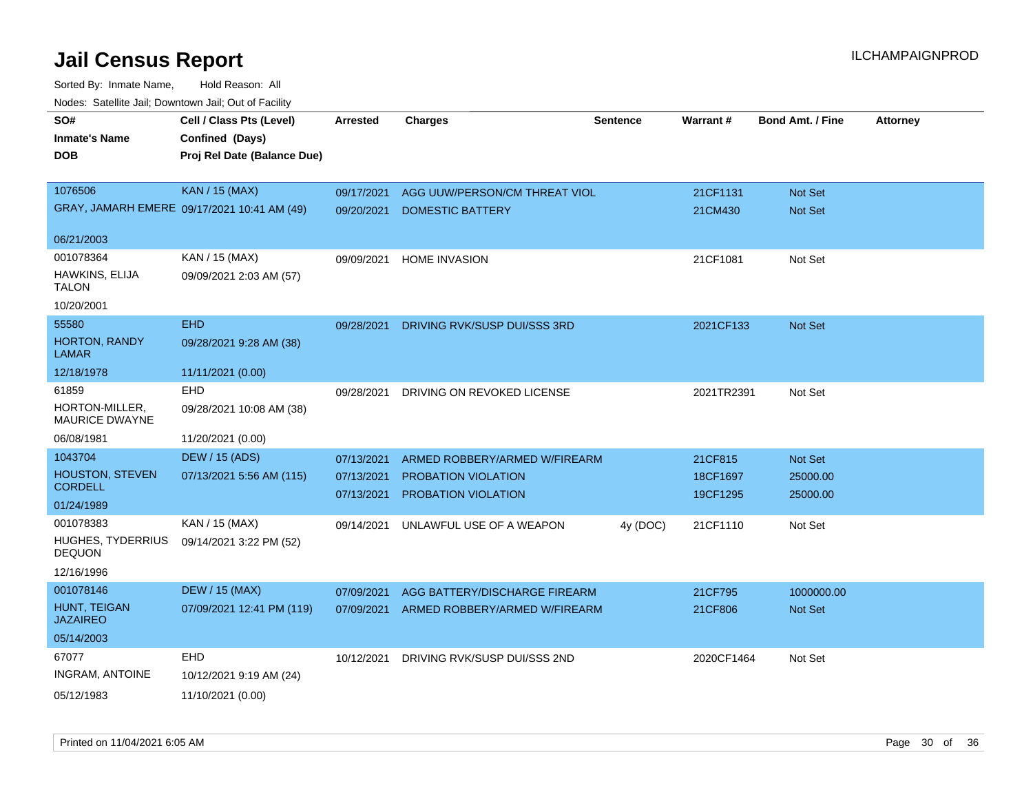# Jail Census Report

ILCHAMPAIGNPROD

Sorted By: Inmate Name, Hold Reason: All

Nodes: Satellite Jail; Downtown Jail; Out of Facility

| SO# / Inmate's Name / DOB | Cell / Class Pts (Level) / Confined (Days) / Proj Rel Date (Balance Due) | Arrested | Charges | Sentence | Warrant # | Bond Amt. / Fine | Attorney |
|---|---|---|---|---|---|---|---|
| 1076506<br>GRAY, JAMARH EMERE<br>06/21/2003 | KAN / 15 (MAX)<br>09/17/2021 10:41 AM (49) | 09/17/2021<br>09/20/2021 | AGG UUW/PERSON/CM THREAT VIOL<br>DOMESTIC BATTERY | | 21CF1131<br>21CM430 | Not Set<br>Not Set | |
| 001078364<br>HAWKINS, ELIJA TALON<br>10/20/2001 | KAN / 15 (MAX)<br>09/09/2021 2:03 AM (57) | 09/09/2021 | HOME INVASION | | 21CF1081 | Not Set | |
| 55580<br>HORTON, RANDY LAMAR<br>12/18/1978 | EHD<br>09/28/2021 9:28 AM (38)<br>11/11/2021 (0.00) | 09/28/2021 | DRIVING RVK/SUSP DUI/SSS 3RD | | 2021CF133 | Not Set | |
| 61859<br>HORTON-MILLER, MAURICE DWAYNE<br>06/08/1981 | EHD<br>09/28/2021 10:08 AM (38)<br>11/20/2021 (0.00) | 09/28/2021 | DRIVING ON REVOKED LICENSE | | 2021TR2391 | Not Set | |
| 1043704<br>HOUSTON, STEVEN CORDELL<br>01/24/1989 | DEW / 15 (ADS)<br>07/13/2021 5:56 AM (115) | 07/13/2021<br>07/13/2021<br>07/13/2021 | ARMED ROBBERY/ARMED W/FIREARM<br>PROBATION VIOLATION<br>PROBATION VIOLATION | | 21CF815<br>18CF1697<br>19CF1295 | Not Set<br>25000.00<br>25000.00 | |
| 001078383<br>HUGHES, TYDERRIUS DEQUON<br>12/16/1996 | KAN / 15 (MAX)<br>09/14/2021 3:22 PM (52) | 09/14/2021 | UNLAWFUL USE OF A WEAPON | 4y (DOC) | 21CF1110 | Not Set | |
| 001078146<br>HUNT, TEIGAN JAZAIREO<br>05/14/2003 | DEW / 15 (MAX)<br>07/09/2021 12:41 PM (119) | 07/09/2021<br>07/09/2021 | AGG BATTERY/DISCHARGE FIREARM<br>ARMED ROBBERY/ARMED W/FIREARM | | 21CF795<br>21CF806 | 1000000.00<br>Not Set | |
| 67077<br>INGRAM, ANTOINE<br>05/12/1983 | EHD<br>10/12/2021 9:19 AM (24)<br>11/10/2021 (0.00) | 10/12/2021 | DRIVING RVK/SUSP DUI/SSS 2ND | | 2020CF1464 | Not Set | |

Printed on 11/04/2021 6:05 AM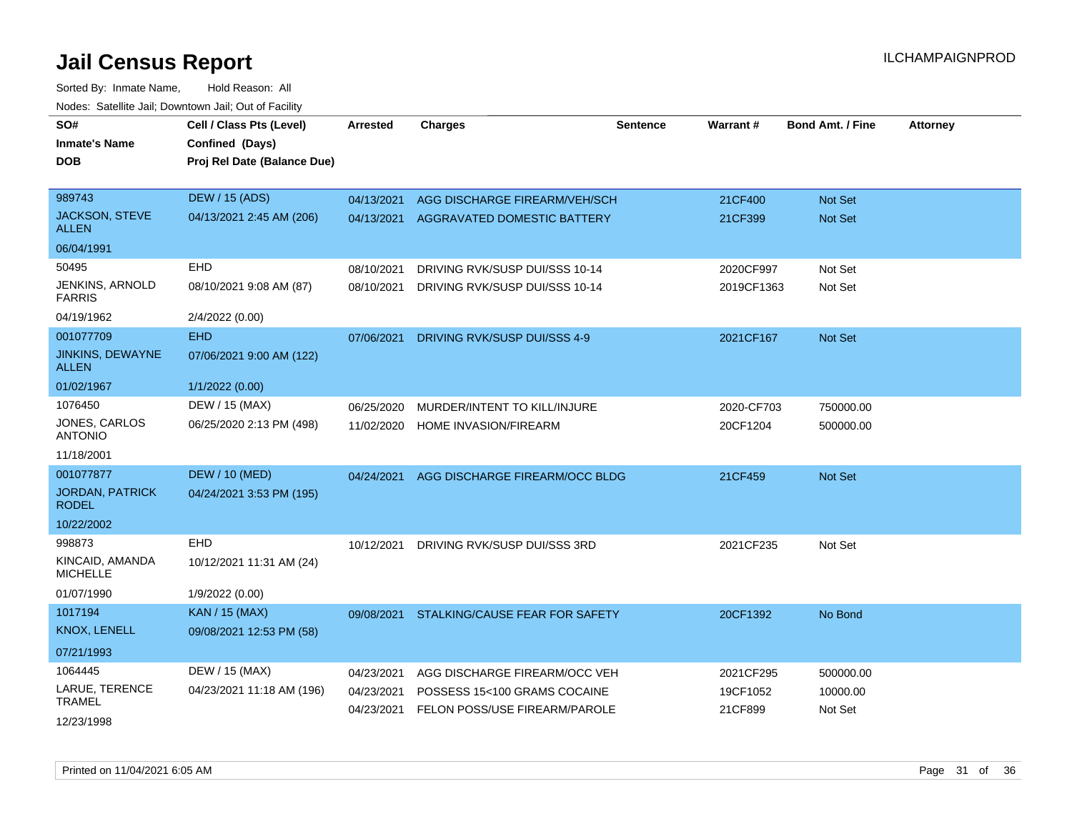# Jail Census Report

ILCHAMPAIGNPROD

Sorted By: Inmate Name, Hold Reason: All

Nodes: Satellite Jail; Downtown Jail; Out of Facility

| SO# / Inmate's Name / DOB | Cell / Class Pts (Level) / Confined (Days) / Proj Rel Date (Balance Due) | Arrested | Charges | Sentence | Warrant # | Bond Amt. / Fine | Attorney |
|---|---|---|---|---|---|---|---|
| 989743<br>JACKSON, STEVE ALLEN<br>06/04/1991 | DEW / 15 (ADS)<br>04/13/2021 2:45 AM (206) | 04/13/2021<br>04/13/2021 | AGG DISCHARGE FIREARM/VEH/SCH<br>AGGRAVATED DOMESTIC BATTERY | | 21CF400<br>21CF399 | Not Set<br>Not Set | |
| 50495<br>JENKINS, ARNOLD FARRIS<br>04/19/1962 | EHD<br>08/10/2021 9:08 AM (87)<br>2/4/2022 (0.00) | 08/10/2021<br>08/10/2021 | DRIVING RVK/SUSP DUI/SSS 10-14<br>DRIVING RVK/SUSP DUI/SSS 10-14 | | 2020CF997<br>2019CF1363 | Not Set<br>Not Set | |
| 001077709<br>JINKINS, DEWAYNE ALLEN<br>01/02/1967 | EHD<br>07/06/2021 9:00 AM (122)<br>1/1/2022 (0.00) | 07/06/2021 | DRIVING RVK/SUSP DUI/SSS 4-9 | | 2021CF167 | Not Set | |
| 1076450<br>JONES, CARLOS ANTONIO<br>11/18/2001 | DEW / 15 (MAX)<br>06/25/2020 2:13 PM (498) | 06/25/2020<br>11/02/2020 | MURDER/INTENT TO KILL/INJURE<br>HOME INVASION/FIREARM | | 2020-CF703<br>20CF1204 | 750000.00<br>500000.00 | |
| 001077877<br>JORDAN, PATRICK RODEL<br>10/22/2002 | DEW / 10 (MED)<br>04/24/2021 3:53 PM (195) | 04/24/2021 | AGG DISCHARGE FIREARM/OCC BLDG | | 21CF459 | Not Set | |
| 998873<br>KINCAID, AMANDA MICHELLE<br>01/07/1990 | EHD<br>10/12/2021 11:31 AM (24)<br>1/9/2022 (0.00) | 10/12/2021 | DRIVING RVK/SUSP DUI/SSS 3RD | | 2021CF235 | Not Set | |
| 1017194<br>KNOX, LENELL<br>07/21/1993 | KAN / 15 (MAX)<br>09/08/2021 12:53 PM (58) | 09/08/2021 | STALKING/CAUSE FEAR FOR SAFETY | | 20CF1392 | No Bond | |
| 1064445<br>LARUE, TERENCE TRAMEL<br>12/23/1998 | DEW / 15 (MAX)<br>04/23/2021 11:18 AM (196) | 04/23/2021<br>04/23/2021<br>04/23/2021 | AGG DISCHARGE FIREARM/OCC VEH<br>POSSESS 15<100 GRAMS COCAINE<br>FELON POSS/USE FIREARM/PAROLE | | 2021CF295<br>19CF1052<br>21CF899 | 500000.00<br>10000.00<br>Not Set | |

Printed on 11/04/2021 6:05 AM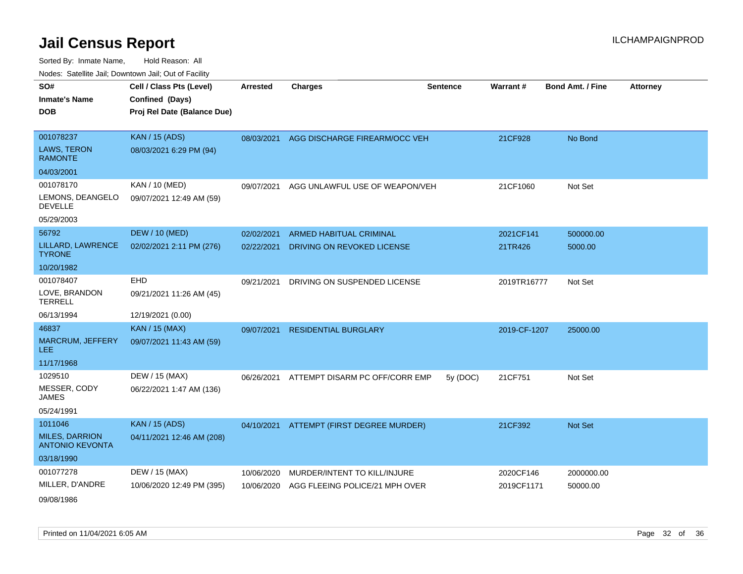# Jail Census Report

Sorted By: Inmate Name, Hold Reason: All

Nodes: Satellite Jail; Downtown Jail; Out of Facility

| SO#<br>Inmate's Name<br>DOB | Cell / Class Pts (Level)<br>Confined (Days)<br>Proj Rel Date (Balance Due) | Arrested | Charges | Sentence | Warrant # | Bond Amt. / Fine | Attorney |
|---|---|---|---|---|---|---|---|
| 001078237<br>LAWS, TERON RAMONTE<br>04/03/2001 | KAN / 15 (ADS)<br>08/03/2021 6:29 PM (94) | 08/03/2021 | AGG DISCHARGE FIREARM/OCC VEH | | 21CF928 | No Bond | |
| 001078170<br>LEMONS, DEANGELO DEVELLE<br>05/29/2003 | KAN / 10 (MED)<br>09/07/2021 12:49 AM (59) | 09/07/2021 | AGG UNLAWFUL USE OF WEAPON/VEH | | 21CF1060 | Not Set | |
| 56792<br>LILLARD, LAWRENCE TYRONE<br>10/20/1982 | DEW / 10 (MED)<br>02/02/2021 2:11 PM (276) | 02/02/2021<br>02/22/2021 | ARMED HABITUAL CRIMINAL<br>DRIVING ON REVOKED LICENSE | | 2021CF141<br>21TR426 | 500000.00<br>5000.00 | |
| 001078407<br>LOVE, BRANDON TERRELL<br>06/13/1994 | EHD<br>09/21/2021 11:26 AM (45)<br>12/19/2021 (0.00) | 09/21/2021 | DRIVING ON SUSPENDED LICENSE | | 2019TR16777 | Not Set | |
| 46837<br>MARCRUM, JEFFERY LEE<br>11/17/1968 | KAN / 15 (MAX)<br>09/07/2021 11:43 AM (59) | 09/07/2021 | RESIDENTIAL BURGLARY | | 2019-CF-1207 | 25000.00 | |
| 1029510<br>MESSER, CODY JAMES<br>05/24/1991 | DEW / 15 (MAX)<br>06/22/2021 1:47 AM (136) | 06/26/2021 | ATTEMPT DISARM PC OFF/CORR EMP | 5y (DOC) | 21CF751 | Not Set | |
| 1011046<br>MILES, DARRION ANTONIO KEVONTA<br>03/18/1990 | KAN / 15 (ADS)<br>04/11/2021 12:46 AM (208) | 04/10/2021 | ATTEMPT (FIRST DEGREE MURDER) | | 21CF392 | Not Set | |
| 001077278<br>MILLER, D'ANDRE<br>09/08/1986 | DEW / 15 (MAX)<br>10/06/2020 12:49 PM (395) | 10/06/2020<br>10/06/2020 | MURDER/INTENT TO KILL/INJURE<br>AGG FLEEING POLICE/21 MPH OVER | | 2020CF146<br>2019CF1171 | 2000000.00<br>50000.00 | |

Printed on 11/04/2021 6:05 AM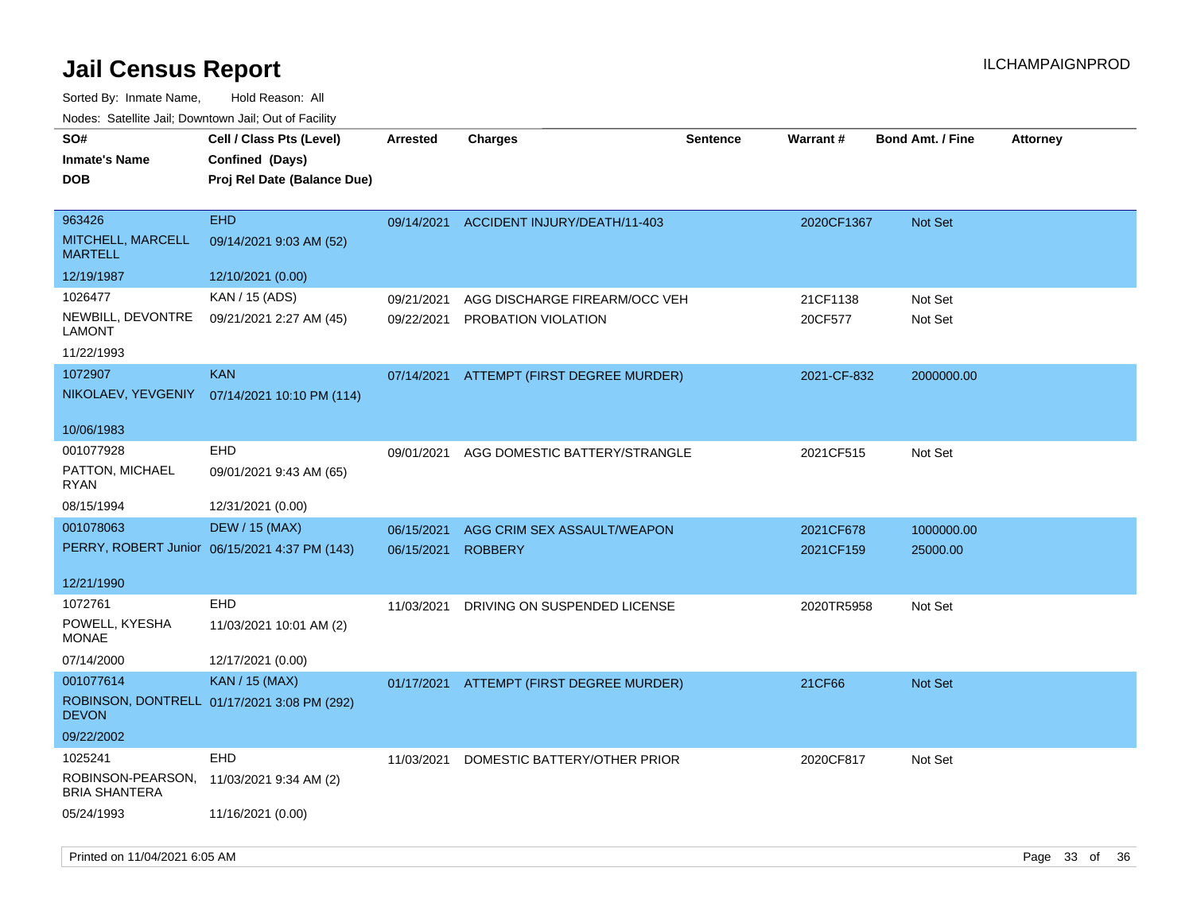# Jail Census Report

ILCHAMPAIGNPROD

Sorted By: Inmate Name, Hold Reason: All

Nodes: Satellite Jail; Downtown Jail; Out of Facility

| SO# / Inmate's Name / DOB | Cell / Class Pts (Level) / Confined (Days) / Proj Rel Date (Balance Due) | Arrested | Charges | Sentence | Warrant # | Bond Amt. / Fine | Attorney |
|---|---|---|---|---|---|---|---|
| 963426<br>MITCHELL, MARCELL MARTELL<br>12/19/1987 | EHD<br>09/14/2021 9:03 AM (52)<br>12/10/2021 (0.00) | 09/14/2021 | ACCIDENT INJURY/DEATH/11-403 | | 2020CF1367 | Not Set | |
| 1026477<br>NEWBILL, DEVONTRE LAMONT<br>11/22/1993 | KAN / 15 (ADS)<br>09/21/2021 2:27 AM (45) | 09/21/2021<br>09/22/2021 | AGG DISCHARGE FIREARM/OCC VEH<br>PROBATION VIOLATION | | 21CF1138<br>20CF577 | Not Set<br>Not Set | |
| 1072907<br>NIKOLAEV, YEVGENIY<br>10/06/1983 | KAN<br>07/14/2021 10:10 PM (114) | 07/14/2021 | ATTEMPT (FIRST DEGREE MURDER) | | 2021-CF-832 | 2000000.00 | |
| 001077928<br>PATTON, MICHAEL RYAN<br>08/15/1994 | EHD<br>09/01/2021 9:43 AM (65)<br>12/31/2021 (0.00) | 09/01/2021 | AGG DOMESTIC BATTERY/STRANGLE | | 2021CF515 | Not Set | |
| 001078063<br>PERRY, ROBERT Junior<br>12/21/1990 | DEW / 15 (MAX)<br>06/15/2021 4:37 PM (143) | 06/15/2021<br>06/15/2021 | AGG CRIM SEX ASSAULT/WEAPON<br>ROBBERY | | 2021CF678<br>2021CF159 | 1000000.00<br>25000.00 | |
| 1072761<br>POWELL, KYESHA MONAE<br>07/14/2000 | EHD<br>11/03/2021 10:01 AM (2)<br>12/17/2021 (0.00) | 11/03/2021 | DRIVING ON SUSPENDED LICENSE | | 2020TR5958 | Not Set | |
| 001077614<br>ROBINSON, DONTRELL DEVON<br>09/22/2002 | KAN / 15 (MAX)<br>01/17/2021 3:08 PM (292) | 01/17/2021 | ATTEMPT (FIRST DEGREE MURDER) | | 21CF66 | Not Set | |
| 1025241<br>ROBINSON-PEARSON, BRIA SHANTERA<br>05/24/1993 | EHD<br>11/03/2021 9:34 AM (2)<br>11/16/2021 (0.00) | 11/03/2021 | DOMESTIC BATTERY/OTHER PRIOR | | 2020CF817 | Not Set | |

Printed on 11/04/2021 6:05 AM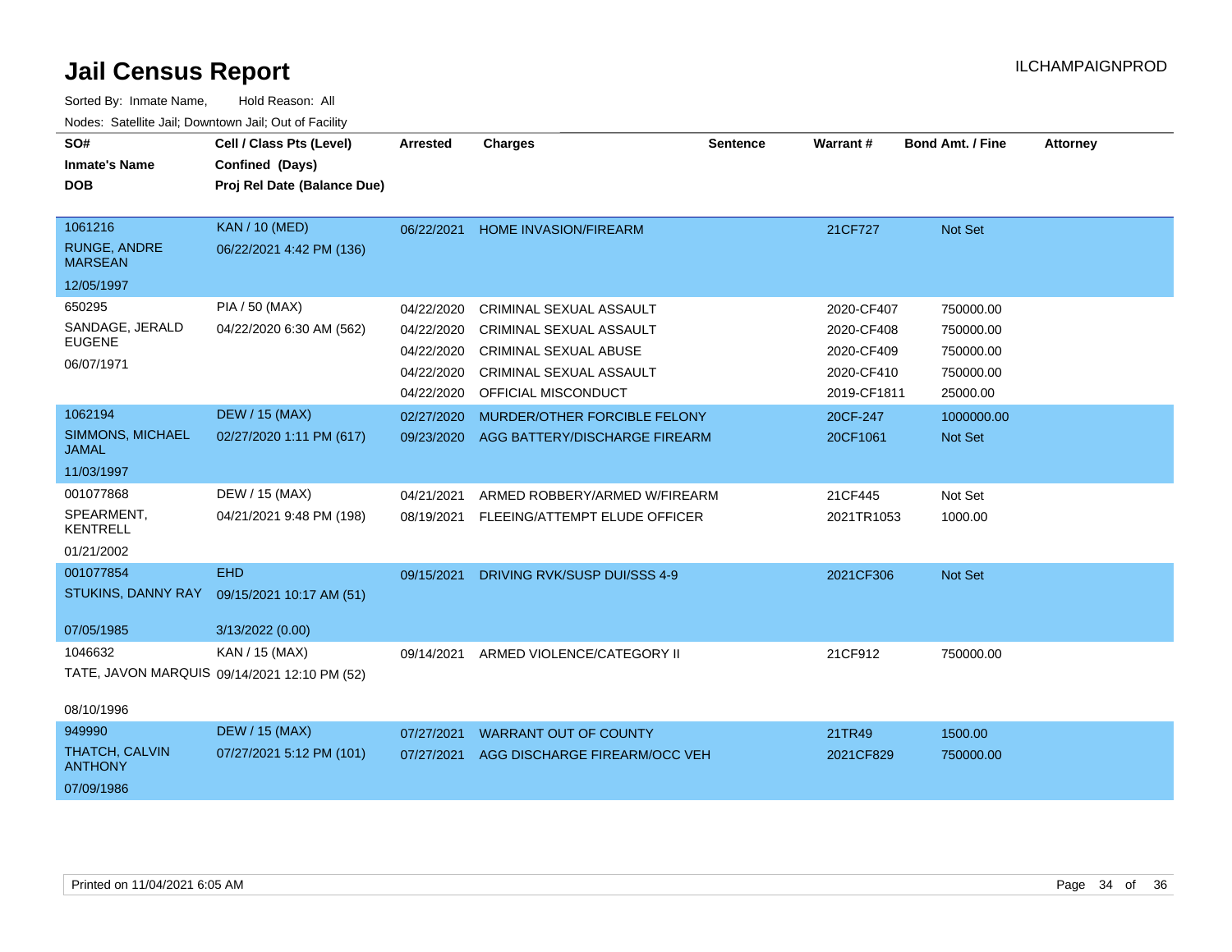# Jail Census Report

Sorted By: Inmate Name, Hold Reason: All

Nodes: Satellite Jail; Downtown Jail; Out of Facility

| SO# / Inmate's Name / DOB | Cell / Class Pts (Level) / Confined (Days) / Proj Rel Date (Balance Due) | Arrested | Charges | Sentence | Warrant # | Bond Amt. / Fine | Attorney |
|---|---|---|---|---|---|---|---|
| 1061216 | KAN / 10 (MED) | 06/22/2021 | HOME INVASION/FIREARM | | 21CF727 | Not Set | |
| RUNGE, ANDRE MARSEAN | 06/22/2021 4:42 PM (136) | | | | | | |
| 12/05/1997 | | | | | | | |
| 650295 | PIA / 50 (MAX) | 04/22/2020 | CRIMINAL SEXUAL ASSAULT | | 2020-CF407 | 750000.00 | |
| SANDAGE, JERALD EUGENE | 04/22/2020 6:30 AM (562) | 04/22/2020 | CRIMINAL SEXUAL ASSAULT | | 2020-CF408 | 750000.00 | |
| 06/07/1971 | | 04/22/2020 | CRIMINAL SEXUAL ABUSE | | 2020-CF409 | 750000.00 | |
| | | 04/22/2020 | CRIMINAL SEXUAL ASSAULT | | 2020-CF410 | 750000.00 | |
| | | 04/22/2020 | OFFICIAL MISCONDUCT | | 2019-CF1811 | 25000.00 | |
| 1062194 | DEW / 15 (MAX) | 02/27/2020 | MURDER/OTHER FORCIBLE FELONY | | 20CF-247 | 1000000.00 | |
| SIMMONS, MICHAEL JAMAL | 02/27/2020 1:11 PM (617) | 09/23/2020 | AGG BATTERY/DISCHARGE FIREARM | | 20CF1061 | Not Set | |
| 11/03/1997 | | | | | | | |
| 001077868 | DEW / 15 (MAX) | 04/21/2021 | ARMED ROBBERY/ARMED W/FIREARM | | 21CF445 | Not Set | |
| SPEARMENT, KENTRELL | 04/21/2021 9:48 PM (198) | 08/19/2021 | FLEEING/ATTEMPT ELUDE OFFICER | | 2021TR1053 | 1000.00 | |
| 01/21/2002 | | | | | | | |
| 001077854 | EHD | 09/15/2021 | DRIVING RVK/SUSP DUI/SSS 4-9 | | 2021CF306 | Not Set | |
| STUKINS, DANNY RAY | 09/15/2021 10:17 AM (51) | | | | | | |
| 07/05/1985 | 3/13/2022 (0.00) | | | | | | |
| 1046632 | KAN / 15 (MAX) | 09/14/2021 | ARMED VIOLENCE/CATEGORY II | | 21CF912 | 750000.00 | |
| TATE, JAVON MARQUIS | 09/14/2021 12:10 PM (52) | | | | | | |
| 08/10/1996 | | | | | | | |
| 949990 | DEW / 15 (MAX) | 07/27/2021 | WARRANT OUT OF COUNTY | | 21TR49 | 1500.00 | |
| THATCH, CALVIN ANTHONY | 07/27/2021 5:12 PM (101) | 07/27/2021 | AGG DISCHARGE FIREARM/OCC VEH | | 2021CF829 | 750000.00 | |
| 07/09/1986 | | | | | | | |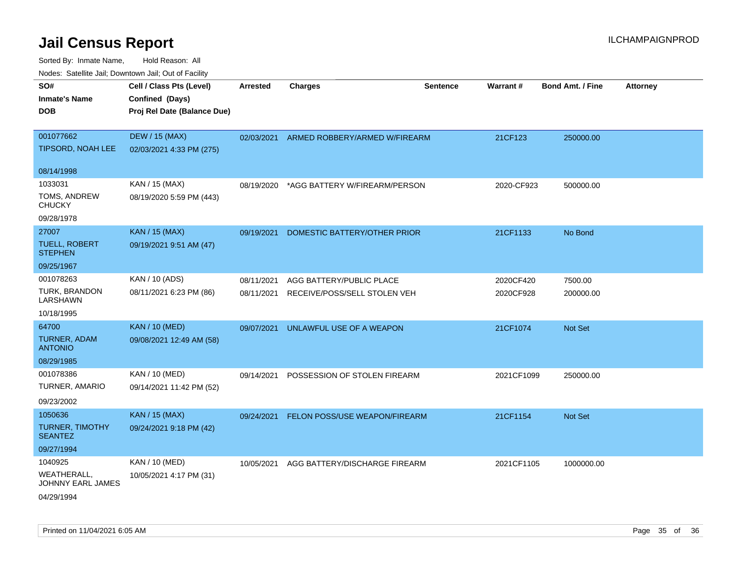# Jail Census Report

Sorted By: Inmate Name, Hold Reason: All

Nodes: Satellite Jail; Downtown Jail; Out of Facility

ILCHAMPAIGNPROD

| SO# / Inmate's Name / DOB | Cell / Class Pts (Level) / Confined (Days) / Proj Rel Date (Balance Due) | Arrested | Charges | Sentence | Warrant # | Bond Amt. / Fine | Attorney |
|---|---|---|---|---|---|---|---|
| 001077662<br>TIPSORD, NOAH LEE<br>08/14/1998 | DEW / 15 (MAX)<br>02/03/2021 4:33 PM (275) | 02/03/2021 | ARMED ROBBERY/ARMED W/FIREARM | | 21CF123 | 250000.00 | |
| 1033031<br>TOMS, ANDREW CHUCKY<br>09/28/1978 | KAN / 15 (MAX)<br>08/19/2020 5:59 PM (443) | 08/19/2020 | *AGG BATTERY W/FIREARM/PERSON | | 2020-CF923 | 500000.00 | |
| 27007<br>TUELL, ROBERT STEPHEN<br>09/25/1967 | KAN / 15 (MAX)<br>09/19/2021 9:51 AM (47) | 09/19/2021 | DOMESTIC BATTERY/OTHER PRIOR | | 21CF1133 | No Bond | |
| 001078263<br>TURK, BRANDON LARSHAWN<br>10/18/1995 | KAN / 10 (ADS)<br>08/11/2021 6:23 PM (86) | 08/11/2021<br>08/11/2021 | AGG BATTERY/PUBLIC PLACE<br>RECEIVE/POSS/SELL STOLEN VEH | | 2020CF420<br>2020CF928 | 7500.00<br>200000.00 | |
| 64700<br>TURNER, ADAM ANTONIO<br>08/29/1985 | KAN / 10 (MED)<br>09/08/2021 12:49 AM (58) | 09/07/2021 | UNLAWFUL USE OF A WEAPON | | 21CF1074 | Not Set | |
| 001078386<br>TURNER, AMARIO<br>09/23/2002 | KAN / 10 (MED)<br>09/14/2021 11:42 PM (52) | 09/14/2021 | POSSESSION OF STOLEN FIREARM | | 2021CF1099 | 250000.00 | |
| 1050636<br>TURNER, TIMOTHY SEANTEZ<br>09/27/1994 | KAN / 15 (MAX)<br>09/24/2021 9:18 PM (42) | 09/24/2021 | FELON POSS/USE WEAPON/FIREARM | | 21CF1154 | Not Set | |
| 1040925<br>WEATHERALL, JOHNNY EARL JAMES<br>04/29/1994 | KAN / 10 (MED)<br>10/05/2021 4:17 PM (31) | 10/05/2021 | AGG BATTERY/DISCHARGE FIREARM | | 2021CF1105 | 1000000.00 | |

Printed on 11/04/2021 6:05 AM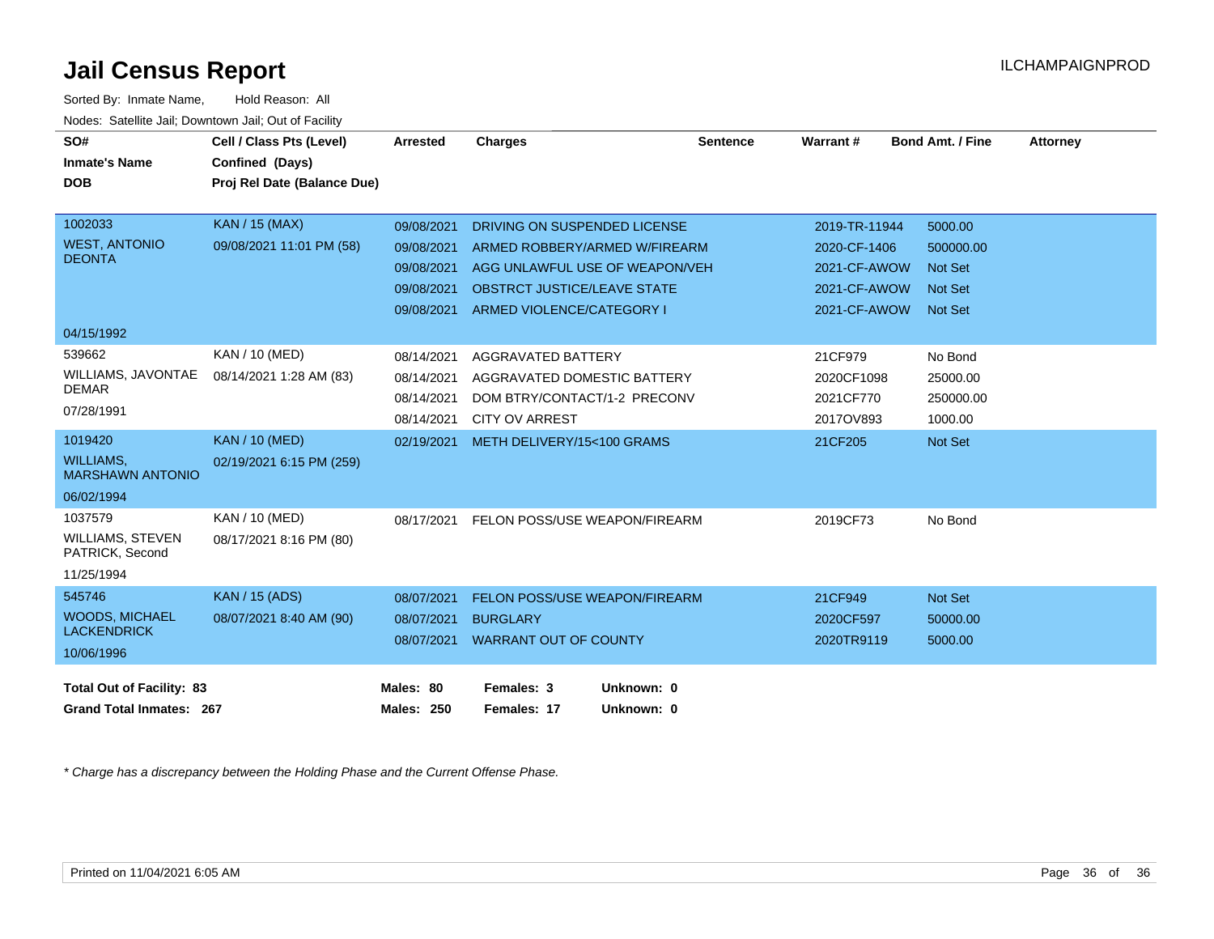# Jail Census Report

ILCHAMPAIGNPROD

Sorted By: Inmate Name, Hold Reason: All

Nodes: Satellite Jail; Downtown Jail; Out of Facility

| SO# / Inmate's Name / DOB | Cell / Class Pts (Level) / Confined (Days) / Proj Rel Date (Balance Due) | Arrested | Charges | Sentence | Warrant # | Bond Amt. / Fine | Attorney |
|---|---|---|---|---|---|---|---|
| 1002033 WEST, ANTONIO DEONTA 04/15/1992 | KAN / 15 (MAX) 09/08/2021 11:01 PM (58) | 09/08/2021 | DRIVING ON SUSPENDED LICENSE | | 2019-TR-11944 | 5000.00 | |
| | | 09/08/2021 | ARMED ROBBERY/ARMED W/FIREARM | | 2020-CF-1406 | 500000.00 | |
| | | 09/08/2021 | AGG UNLAWFUL USE OF WEAPON/VEH | | 2021-CF-AWOW | Not Set | |
| | | 09/08/2021 | OBSTRCT JUSTICE/LEAVE STATE | | 2021-CF-AWOW | Not Set | |
| | | 09/08/2021 | ARMED VIOLENCE/CATEGORY I | | 2021-CF-AWOW | Not Set | |
| 539662 WILLIAMS, JAVONTAE DEMAR 07/28/1991 | KAN / 10 (MED) 08/14/2021 1:28 AM (83) | 08/14/2021 | AGGRAVATED BATTERY | | 21CF979 | No Bond | |
| | | 08/14/2021 | AGGRAVATED DOMESTIC BATTERY | | 2020CF1098 | 25000.00 | |
| | | 08/14/2021 | DOM BTRY/CONTACT/1-2 PRECONV | | 2021CF770 | 250000.00 | |
| | | 08/14/2021 | CITY OV ARREST | | 2017OV893 | 1000.00 | |
| 1019420 WILLIAMS, MARSHAWN ANTONIO 06/02/1994 | KAN / 10 (MED) 02/19/2021 6:15 PM (259) | 02/19/2021 | METH DELIVERY/15<100 GRAMS | | 21CF205 | Not Set | |
| 1037579 WILLIAMS, STEVEN PATRICK, Second 11/25/1994 | KAN / 10 (MED) 08/17/2021 8:16 PM (80) | 08/17/2021 | FELON POSS/USE WEAPON/FIREARM | | 2019CF73 | No Bond | |
| 545746 WOODS, MICHAEL LACKENDRICK 10/06/1996 | KAN / 15 (ADS) 08/07/2021 8:40 AM (90) | 08/07/2021 | FELON POSS/USE WEAPON/FIREARM | | 21CF949 | Not Set | |
| | | 08/07/2021 | BURGLARY | | 2020CF597 | 50000.00 | |
| | | 08/07/2021 | WARRANT OUT OF COUNTY | | 2020TR9119 | 5000.00 | |

**Total Out of Facility: 83** **Males: 80** **Females: 3** **Unknown: 0**

**Grand Total Inmates: 267** **Males: 250** **Females: 17** **Unknown: 0**

*\* Charge has a discrepancy between the Holding Phase and the Current Offense Phase.*

Printed on 11/04/2021 6:05 AM